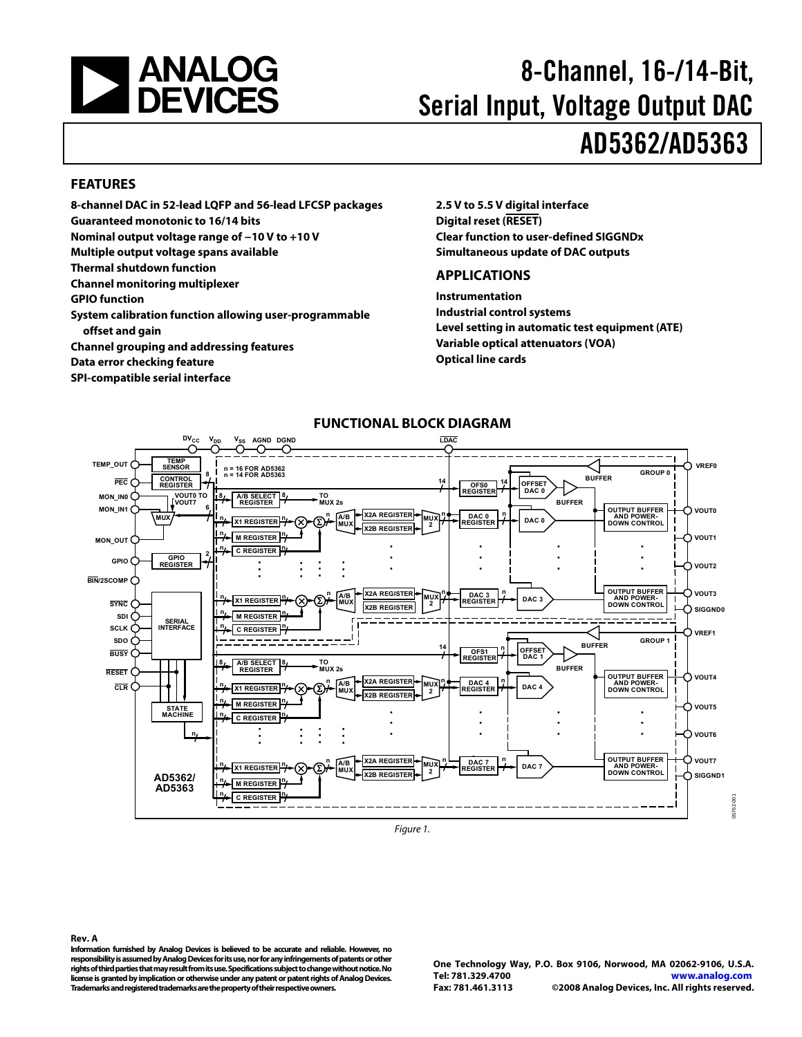# 8-Channel, 16-/14-Bit, Serial Input, Voltage Output DAC

# AD5362/AD5363

## FEATURES

- 8-channel DAC in 52-lead LQFP and 56-lead LFCSP packages
- Guaranteed monotonic to 16/14 bits
- Nominal output voltage range of −10 V to +10 V
- Multiple output voltage spans available
- Thermal shutdown function
- Channel monitoring multiplexer
- GPIO function
- System calibration function allowing user-programmable offset and gain
- Channel grouping and addressing features
- Data error checking feature
- SPI-compatible serial interface
- 2.5 V to 5.5 V digital interface
- Digital reset (RESET)
- Clear function to user-defined SIGGNDx
- Simultaneous update of DAC outputs

## APPLICATIONS

- Instrumentation
- Industrial control systems
- Level setting in automatic test equipment (ATE)
- Variable optical attenuators (VOA)
- Optical line cards

## FUNCTIONAL BLOCK DIAGRAM

Figure 1.

**Rev. A**

Information furnished by Analog Devices is believed to be accurate and reliable. However, no responsibility is assumed by Analog Devices for its use, nor for any infringements of patents or other rights of third parties that may result from its use. Specifications subject to change without notice. No license is granted by implication or otherwise under any patent or patent rights of Analog Devices. Trademarks and registered trademarks are the property of their respective owners.

One Technology Way, P.O. Box 9106, Norwood, MA 02062-9106, U.S.A.
Tel: 781.329.4700 www.analog.com
Fax: 781.461.3113 ©2008 Analog Devices, Inc. All rights reserved.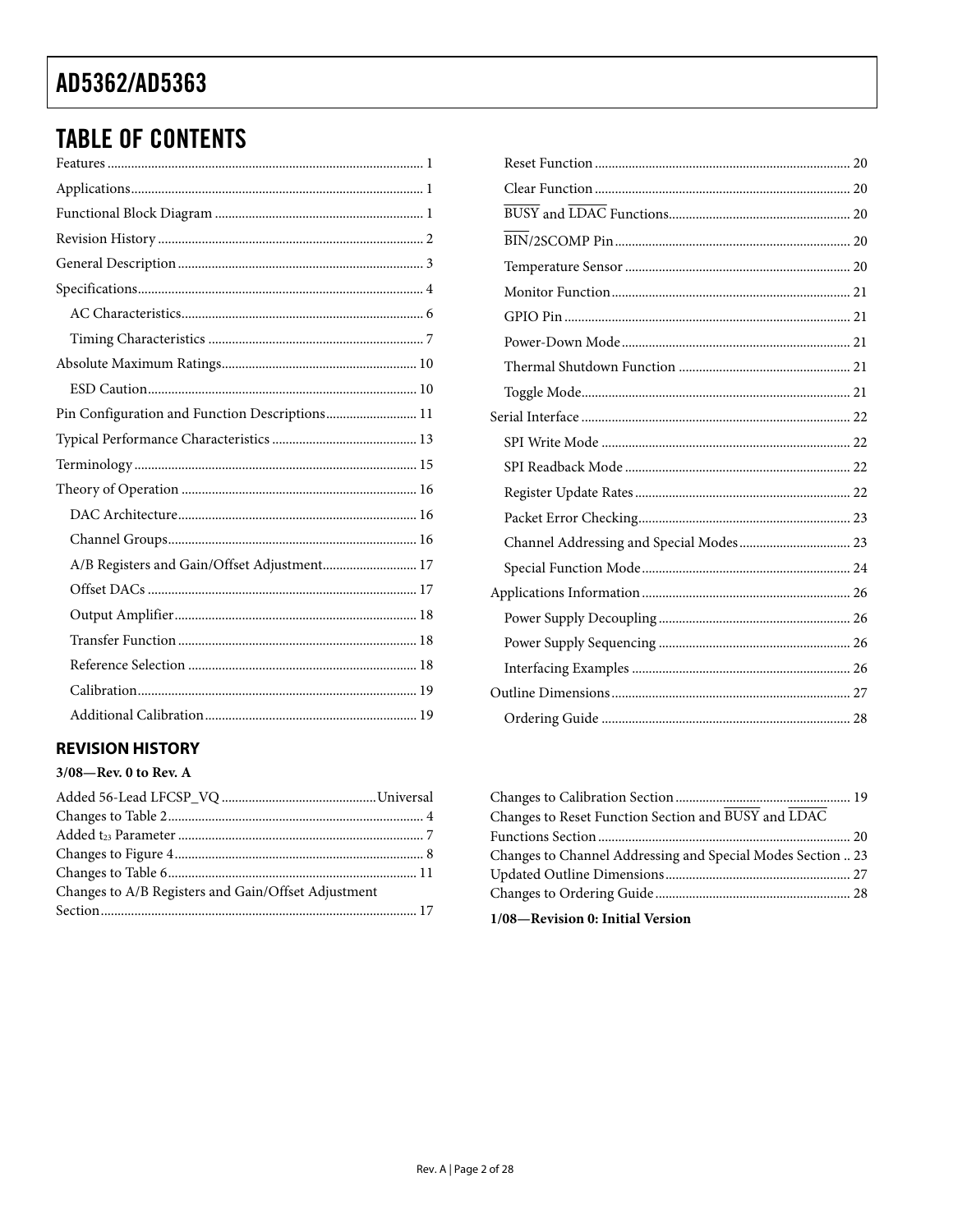## TABLE OF CONTENTS

Features ........................................................................................ 1
Applications................................................................................... 1
Functional Block Diagram .......................................................... 1
Revision History ........................................................................... 2
General Description ..................................................................... 3
Specifications................................................................................. 4
  AC Characteristics.................................................................... 6
  Timing Characteristics ............................................................ 7
Absolute Maximum Ratings...................................................... 10
  ESD Caution............................................................................ 10
Pin Configuration and Function Descriptions........................ 11
Typical Performance Characteristics ....................................... 13
Terminology ................................................................................ 15
Theory of Operation .................................................................. 16
  DAC Architecture................................................................... 16
  Channel Groups...................................................................... 16
  A/B Registers and Gain/Offset Adjustment......................... 17
  Offset DACs ............................................................................ 17
  Output Amplifier.................................................................... 18
  Transfer Function ................................................................... 18
  Reference Selection ................................................................ 18
  Calibration............................................................................... 19
  Additional Calibration........................................................... 19
  Reset Function ........................................................................ 20
  Clear Function ........................................................................ 20
  $\overline{\text{BUSY}}$ and $\overline{\text{LDAC}}$ Functions.................................................. 20
  $\overline{\text{BIN}}$/2SCOMP Pin................................................................. 20
  Temperature Sensor ............................................................... 20
  Monitor Function................................................................... 21
  GPIO Pin ................................................................................. 21
  Power-Down Mode ................................................................ 21
  Thermal Shutdown Function ............................................... 21
  Toggle Mode............................................................................ 21
Serial Interface ............................................................................ 22
  SPI Write Mode ...................................................................... 22
  SPI Readback Mode ............................................................... 22
  Register Update Rates ............................................................ 22
  Packet Error Checking........................................................... 23
  Channel Addressing and Special Modes.............................. 23
  Special Function Mode.......................................................... 24
Applications Information .......................................................... 26
  Power Supply Decoupling ..................................................... 26
  Power Supply Sequencing ..................................................... 26
  Interfacing Examples ............................................................. 26
Outline Dimensions ................................................................... 27
  Ordering Guide ...................................................................... 28

### REVISION HISTORY

**3/08—Rev. 0 to Rev. A**

Added 56-Lead LFCSP_VQ ..........................................Universal
Changes to Table 2........................................................................ 4
Added $t_{23}$ Parameter ..................................................................... 7
Changes to Figure 4...................................................................... 8
Changes to Table 6...................................................................... 11
Changes to A/B Registers and Gain/Offset Adjustment Section......................................................................................... 17
Changes to Calibration Section ................................................. 19
Changes to Reset Function Section and $\overline{\text{BUSY}}$ and $\overline{\text{LDAC}}$ Functions Section....................................................................... 20
Changes to Channel Addressing and Special Modes Section .. 23
Updated Outline Dimensions ................................................... 27
Changes to Ordering Guide ...................................................... 28

**1/08—Revision 0: Initial Version**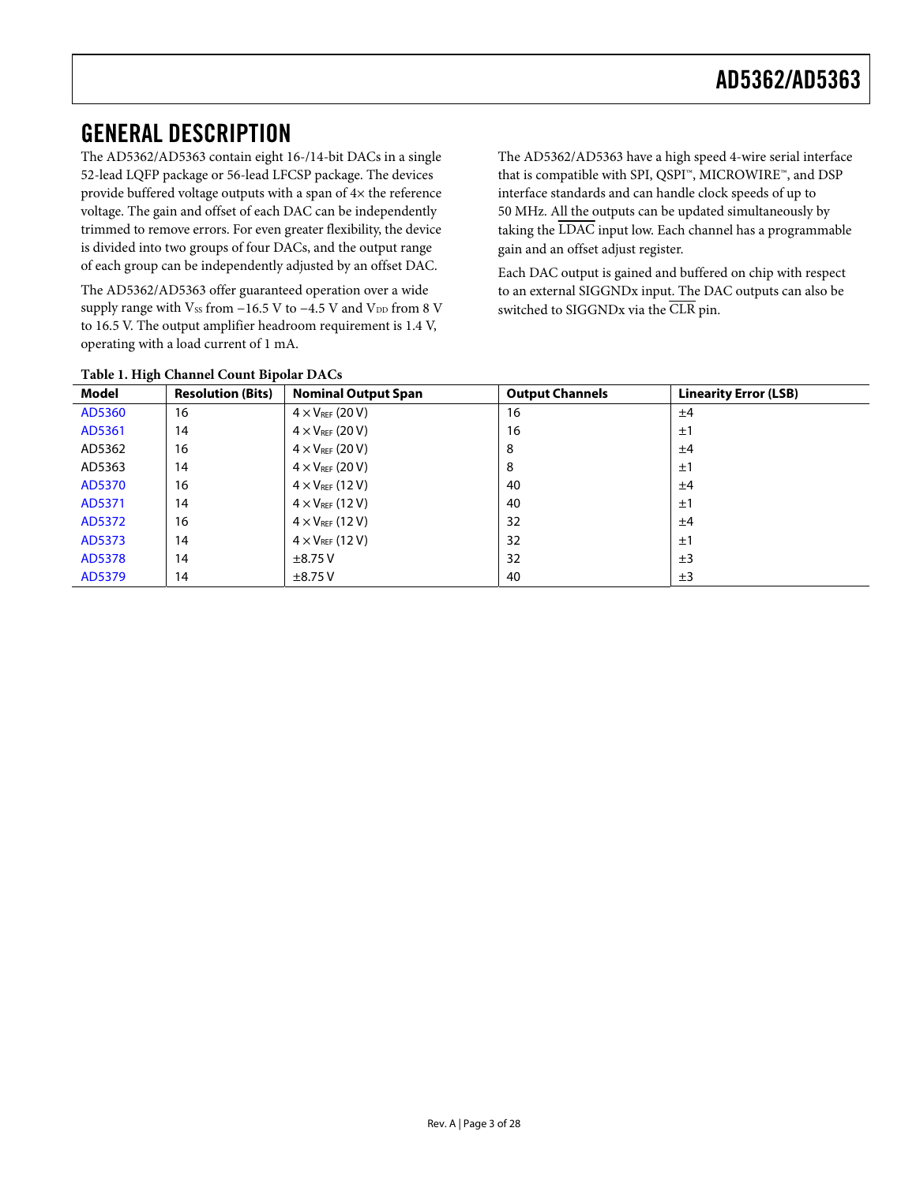## GENERAL DESCRIPTION

The AD5362/AD5363 contain eight 16-/14-bit DACs in a single 52-lead LQFP package or 56-lead LFCSP package. The devices provide buffered voltage outputs with a span of 4× the reference voltage. The gain and offset of each DAC can be independently trimmed to remove errors. For even greater flexibility, the device is divided into two groups of four DACs, and the output range of each group can be independently adjusted by an offset DAC.

The AD5362/AD5363 offer guaranteed operation over a wide supply range with $V_{SS}$ from −16.5 V to −4.5 V and $V_{DD}$ from 8 V to 16.5 V. The output amplifier headroom requirement is 1.4 V, operating with a load current of 1 mA.

The AD5362/AD5363 have a high speed 4-wire serial interface that is compatible with SPI, QSPI™, MICROWIRE™, and DSP interface standards and can handle clock speeds of up to 50 MHz. All the outputs can be updated simultaneously by taking the $\overline{\text{LDAC}}$ input low. Each channel has a programmable gain and an offset adjust register.

Each DAC output is gained and buffered on chip with respect to an external SIGGNDx input. The DAC outputs can also be switched to SIGGNDx via the $\overline{\text{CLR}}$ pin.

**Table 1. High Channel Count Bipolar DACs**

| Model | Resolution (Bits) | Nominal Output Span | Output Channels | Linearity Error (LSB) |
|---|---|---|---|---|
| AD5360 | 16 | $4 \times V_{REF}$ (20 V) | 16 | ±4 |
| AD5361 | 14 | $4 \times V_{REF}$ (20 V) | 16 | ±1 |
| AD5362 | 16 | $4 \times V_{REF}$ (20 V) | 8 | ±4 |
| AD5363 | 14 | $4 \times V_{REF}$ (20 V) | 8 | ±1 |
| AD5370 | 16 | $4 \times V_{REF}$ (12 V) | 40 | ±4 |
| AD5371 | 14 | $4 \times V_{REF}$ (12 V) | 40 | ±1 |
| AD5372 | 16 | $4 \times V_{REF}$ (12 V) | 32 | ±4 |
| AD5373 | 14 | $4 \times V_{REF}$ (12 V) | 32 | ±1 |
| AD5378 | 14 | ±8.75 V | 32 | ±3 |
| AD5379 | 14 | ±8.75 V | 40 | ±3 |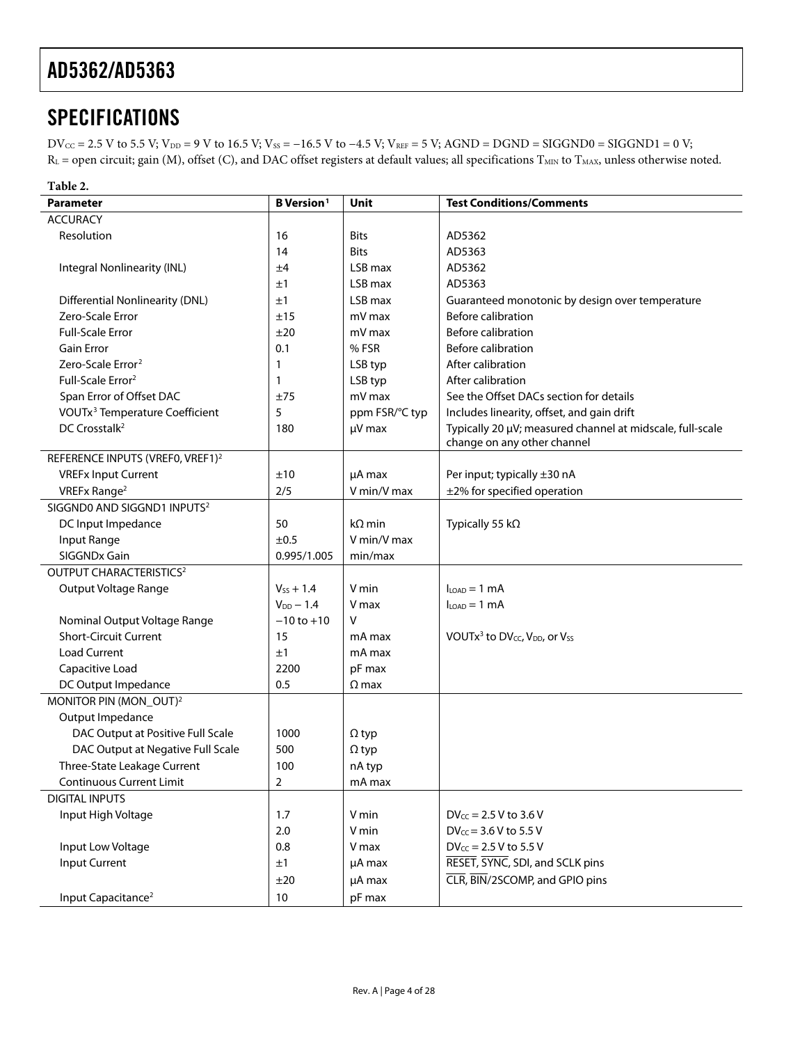## SPECIFICATIONS

$DV_{CC}$ = 2.5 V to 5.5 V; $V_{DD}$ = 9 V to 16.5 V; $V_{SS}$ = −16.5 V to −4.5 V; $V_{REF}$ = 5 V; AGND = DGND = SIGGND0 = SIGGND1 = 0 V; $R_L$ = open circuit; gain (M), offset (C), and DAC offset registers at default values; all specifications $T_{MIN}$ to $T_{MAX}$, unless otherwise noted.

**Table 2.**

| Parameter | B Version[1] | Unit | Test Conditions/Comments |
|---|---|---|---|
| ACCURACY | | | |
| Resolution | 16 | Bits | AD5362 |
| | 14 | Bits | AD5363 |
| Integral Nonlinearity (INL) | ±4 | LSB max | AD5362 |
| | ±1 | LSB max | AD5363 |
| Differential Nonlinearity (DNL) | ±1 | LSB max | Guaranteed monotonic by design over temperature |
| Zero-Scale Error | ±15 | mV max | Before calibration |
| Full-Scale Error | ±20 | mV max | Before calibration |
| Gain Error | 0.1 | % FSR | Before calibration |
| Zero-Scale Error[2] | 1 | LSB typ | After calibration |
| Full-Scale Error[2] | 1 | LSB typ | After calibration |
| Span Error of Offset DAC | ±75 | mV max | See the Offset DACs section for details |
| VOUTx[3] Temperature Coefficient | 5 | ppm FSR/°C typ | Includes linearity, offset, and gain drift |
| DC Crosstalk[2] | 180 | µV max | Typically 20 µV; measured channel at midscale, full-scale change on any other channel |
| REFERENCE INPUTS (VREF0, VREF1)[2] | | | |
| VREFx Input Current | ±10 | µA max | Per input; typically ±30 nA |
| VREFx Range[2] | 2/5 | V min/V max | ±2% for specified operation |
| SIGGND0 AND SIGGND1 INPUTS[2] | | | |
| DC Input Impedance | 50 | kΩ min | Typically 55 kΩ |
| Input Range | ±0.5 | V min/V max | |
| SIGGNDx Gain | 0.995/1.005 | min/max | |
| OUTPUT CHARACTERISTICS[2] | | | |
| Output Voltage Range | $V_{SS}$ + 1.4 | V min | $I_{LOAD}$ = 1 mA |
| | $V_{DD}$ − 1.4 | V max | $I_{LOAD}$ = 1 mA |
| Nominal Output Voltage Range | −10 to +10 | V | |
| Short-Circuit Current | 15 | mA max | VOUTx[3] to $DV_{CC}$, $V_{DD}$, or $V_{SS}$ |
| Load Current | ±1 | mA max | |
| Capacitive Load | 2200 | pF max | |
| DC Output Impedance | 0.5 | Ω max | |
| MONITOR PIN (MON_OUT)[2] | | | |
| Output Impedance | | | |
| DAC Output at Positive Full Scale | 1000 | Ω typ | |
| DAC Output at Negative Full Scale | 500 | Ω typ | |
| Three-State Leakage Current | 100 | nA typ | |
| Continuous Current Limit | 2 | mA max | |
| DIGITAL INPUTS | | | |
| Input High Voltage | 1.7 | V min | $DV_{CC}$ = 2.5 V to 3.6 V |
| | 2.0 | V min | $DV_{CC}$ = 3.6 V to 5.5 V |
| Input Low Voltage | 0.8 | V max | $DV_{CC}$ = 2.5 V to 5.5 V |
| Input Current | ±1 | µA max | RESET, SYNC, SDI, and SCLK pins |
| | ±20 | µA max | CLR, BIN/2SCOMP, and GPIO pins |
| Input Capacitance[2] | 10 | pF max | |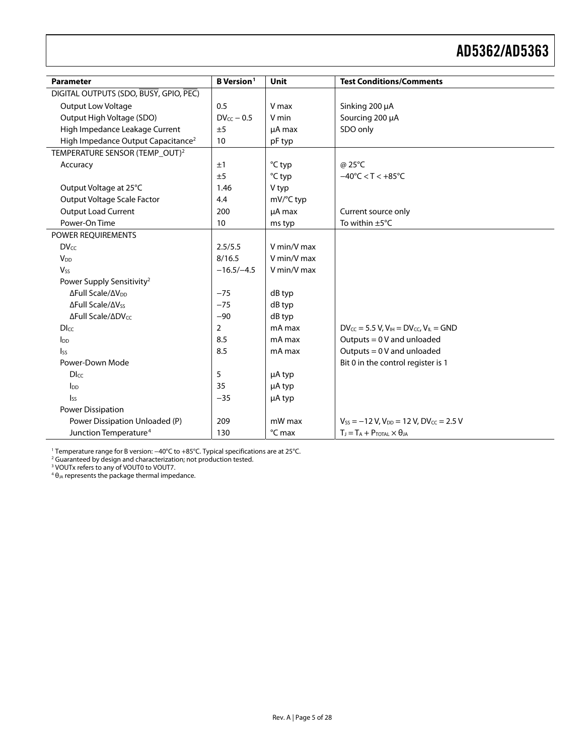| Parameter | B Version[1] | Unit | Test Conditions/Comments |
|---|---|---|---|
| DIGITAL OUTPUTS (SDO, $\overline{BUSY}$, GPIO, $\overline{PEC}$) | | | |
| Output Low Voltage | 0.5 | V max | Sinking 200 μA |
| Output High Voltage (SDO) | $DV_{CC} - 0.5$ | V min | Sourcing 200 μA |
| High Impedance Leakage Current | ±5 | μA max | SDO only |
| High Impedance Output Capacitance[2] | 10 | pF typ | |
| TEMPERATURE SENSOR (TEMP_OUT)[2] | | | |
| Accuracy | ±1 | °C typ | @ 25°C |
| | ±5 | °C typ | −40°C < T < +85°C |
| Output Voltage at 25°C | 1.46 | V typ | |
| Output Voltage Scale Factor | 4.4 | mV/°C typ | |
| Output Load Current | 200 | μA max | Current source only |
| Power-On Time | 10 | ms typ | To within ±5°C |
| POWER REQUIREMENTS | | | |
| $DV_{CC}$ | 2.5/5.5 | V min/V max | |
| $V_{DD}$ | 8/16.5 | V min/V max | |
| $V_{SS}$ | −16.5/−4.5 | V min/V max | |
| Power Supply Sensitivity[2] | | | |
| ΔFull Scale/Δ$V_{DD}$ | −75 | dB typ | |
| ΔFull Scale/Δ$V_{SS}$ | −75 | dB typ | |
| ΔFull Scale/Δ$DV_{CC}$ | −90 | dB typ | |
| $DI_{CC}$ | 2 | mA max | $DV_{CC}$ = 5.5 V, $V_{IH}$ = $DV_{CC}$, $V_{IL}$ = GND |
| $I_{DD}$ | 8.5 | mA max | Outputs = 0 V and unloaded |
| $I_{SS}$ | 8.5 | mA max | Outputs = 0 V and unloaded |
| Power-Down Mode | | | Bit 0 in the control register is 1 |
| $DI_{CC}$ | 5 | μA typ | |
| $I_{DD}$ | 35 | μA typ | |
| $I_{SS}$ | −35 | μA typ | |
| Power Dissipation | | | |
| Power Dissipation Unloaded (P) | 209 | mW max | $V_{SS}$ = −12 V, $V_{DD}$ = 12 V, $DV_{CC}$ = 2.5 V |
| Junction Temperature[4] | 130 | °C max | $T_J = T_A + P_{TOTAL} \times \theta_{JA}$ |

[1] Temperature range for B version: −40°C to +85°C. Typical specifications are at 25°C.
[2] Guaranteed by design and characterization; not production tested.
[3] VOUTx refers to any of VOUT0 to VOUT7.
[4] $\theta_{JA}$ represents the package thermal impedance.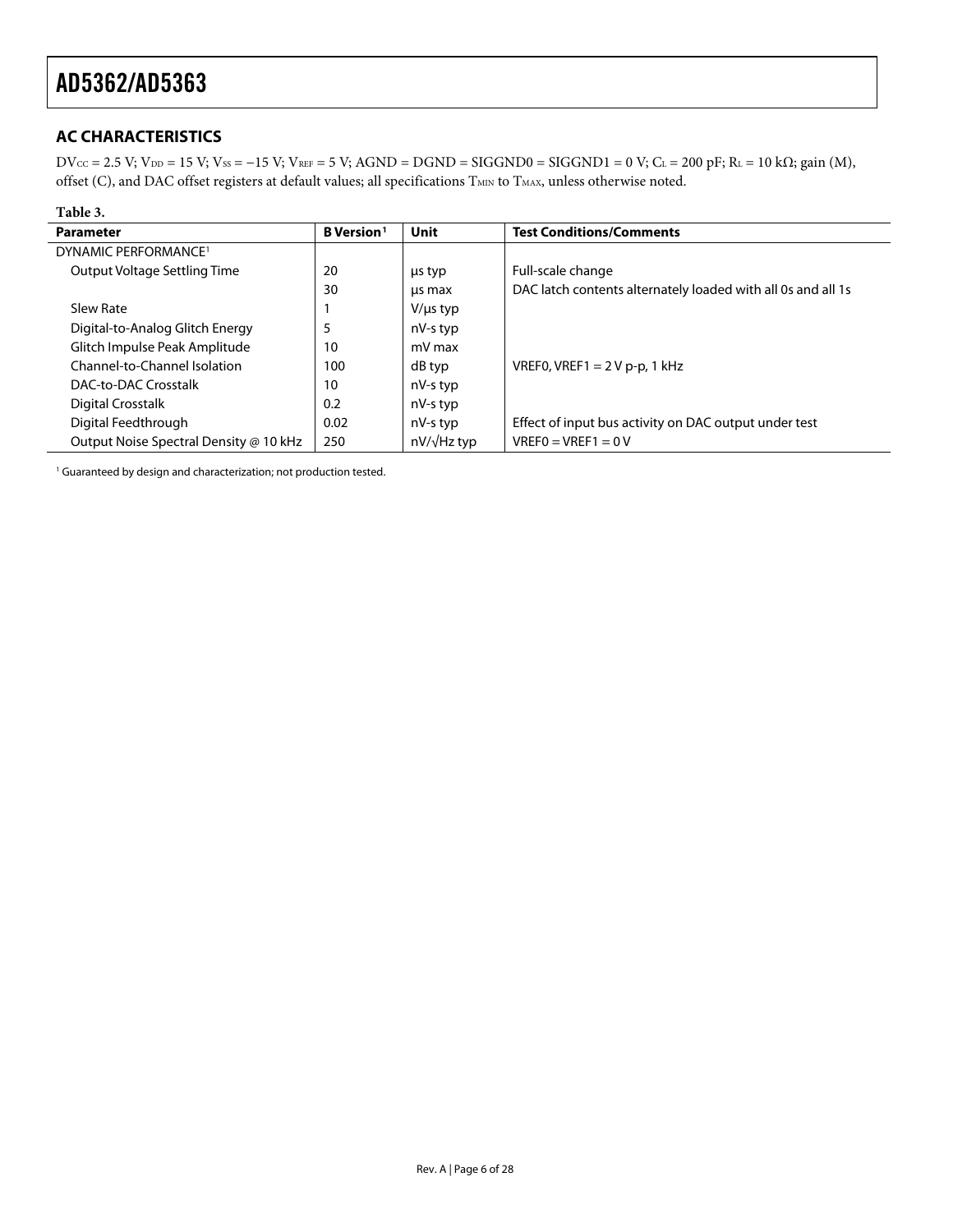## AC CHARACTERISTICS

$DV_{CC}$ = 2.5 V; $V_{DD}$ = 15 V; $V_{SS}$ = −15 V; $V_{REF}$ = 5 V; AGND = DGND = SIGGND0 = SIGGND1 = 0 V; $C_L$ = 200 pF; $R_L$ = 10 kΩ; gain (M), offset (C), and DAC offset registers at default values; all specifications $T_{MIN}$ to $T_{MAX}$, unless otherwise noted.

**Table 3.**

| Parameter | B Version[1] | Unit | Test Conditions/Comments |
|---|---|---|---|
| DYNAMIC PERFORMANCE[1] | | | |
| Output Voltage Settling Time | 20 | µs typ | Full-scale change |
| | 30 | µs max | DAC latch contents alternately loaded with all 0s and all 1s |
| Slew Rate | 1 | V/µs typ | |
| Digital-to-Analog Glitch Energy | 5 | nV-s typ | |
| Glitch Impulse Peak Amplitude | 10 | mV max | |
| Channel-to-Channel Isolation | 100 | dB typ | VREF0, VREF1 = 2 V p-p, 1 kHz |
| DAC-to-DAC Crosstalk | 10 | nV-s typ | |
| Digital Crosstalk | 0.2 | nV-s typ | |
| Digital Feedthrough | 0.02 | nV-s typ | Effect of input bus activity on DAC output under test |
| Output Noise Spectral Density @ 10 kHz | 250 | nV/√Hz typ | VREF0 = VREF1 = 0 V |

[1] Guaranteed by design and characterization; not production tested.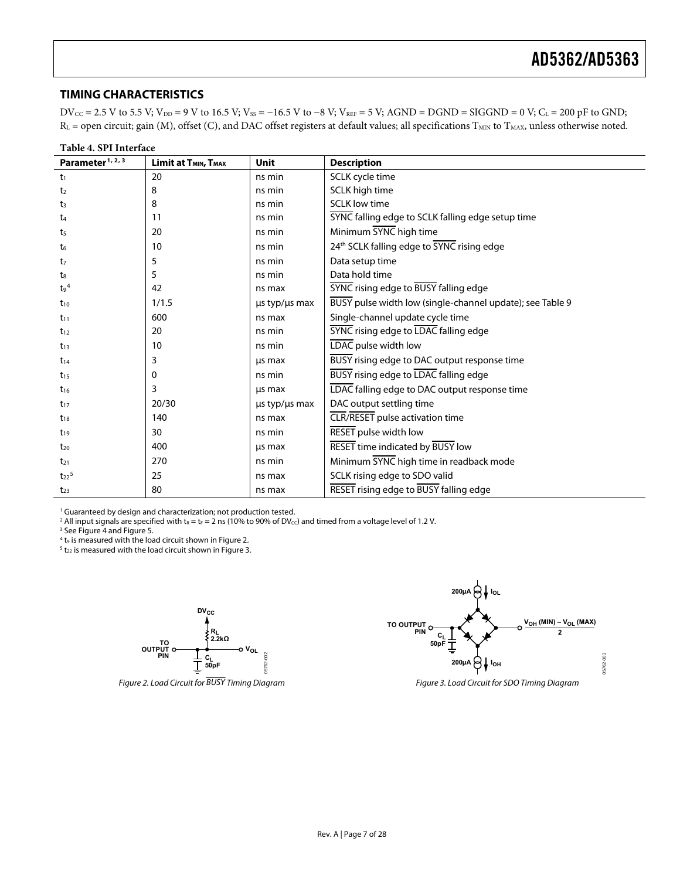## TIMING CHARACTERISTICS

$DV_{CC}$ = 2.5 V to 5.5 V; $V_{DD}$ = 9 V to 16.5 V; $V_{SS}$ = −16.5 V to −8 V; $V_{REF}$ = 5 V; AGND = DGND = SIGGND = 0 V; $C_L$ = 200 pF to GND; $R_L$ = open circuit; gain (M), offset (C), and DAC offset registers at default values; all specifications $T_{MIN}$ to $T_{MAX}$, unless otherwise noted.

**Table 4. SPI Interface**

| Parameter[1, 2, 3] | Limit at $T_{MIN}$, $T_{MAX}$ | Unit | Description |
|---|---|---|---|
| $t_1$ | 20 | ns min | SCLK cycle time |
| $t_2$ | 8 | ns min | SCLK high time |
| $t_3$ | 8 | ns min | SCLK low time |
| $t_4$ | 11 | ns min | SYNC falling edge to SCLK falling edge setup time |
| $t_5$ | 20 | ns min | Minimum SYNC high time |
| $t_6$ | 10 | ns min | 24th SCLK falling edge to SYNC rising edge |
| $t_7$ | 5 | ns min | Data setup time |
| $t_8$ | 5 | ns min | Data hold time |
| $t_9$[4] | 42 | ns max | SYNC rising edge to BUSY falling edge |
| $t_{10}$ | 1/1.5 | µs typ/µs max | BUSY pulse width low (single-channel update); see Table 9 |
| $t_{11}$ | 600 | ns max | Single-channel update cycle time |
| $t_{12}$ | 20 | ns min | SYNC rising edge to LDAC falling edge |
| $t_{13}$ | 10 | ns min | LDAC pulse width low |
| $t_{14}$ | 3 | µs max | BUSY rising edge to DAC output response time |
| $t_{15}$ | 0 | ns min | BUSY rising edge to LDAC falling edge |
| $t_{16}$ | 3 | µs max | LDAC falling edge to DAC output response time |
| $t_{17}$ | 20/30 | µs typ/µs max | DAC output settling time |
| $t_{18}$ | 140 | ns max | CLR/RESET pulse activation time |
| $t_{19}$ | 30 | ns min | RESET pulse width low |
| $t_{20}$ | 400 | µs max | RESET time indicated by BUSY low |
| $t_{21}$ | 270 | ns min | Minimum SYNC high time in readback mode |
| $t_{22}$[5] | 25 | ns max | SCLK rising edge to SDO valid |
| $t_{23}$ | 80 | ns max | RESET rising edge to BUSY falling edge |

[1] Guaranteed by design and characterization; not production tested.
[2] All input signals are specified with $t_R = t_F$ = 2 ns (10% to 90% of $DV_{CC}$) and timed from a voltage level of 1.2 V.
[3] See Figure 4 and Figure 5.
[4] $t_9$ is measured with the load circuit shown in Figure 2.
[5] $t_{22}$ is measured with the load circuit shown in Figure 3.

*Figure 2. Load Circuit for BUSY Timing Diagram*

*Figure 3. Load Circuit for SDO Timing Diagram*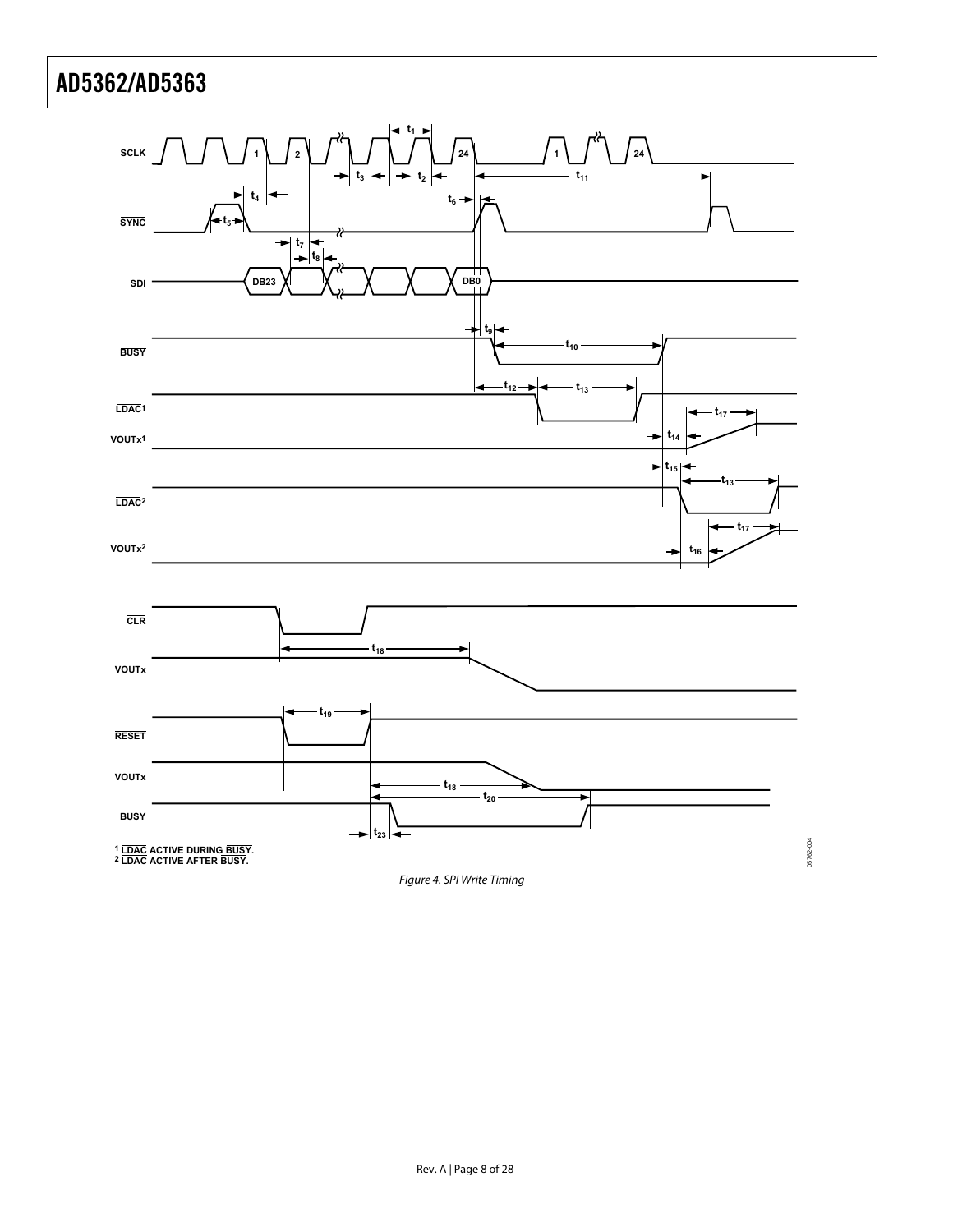Figure 4. SPI Write Timing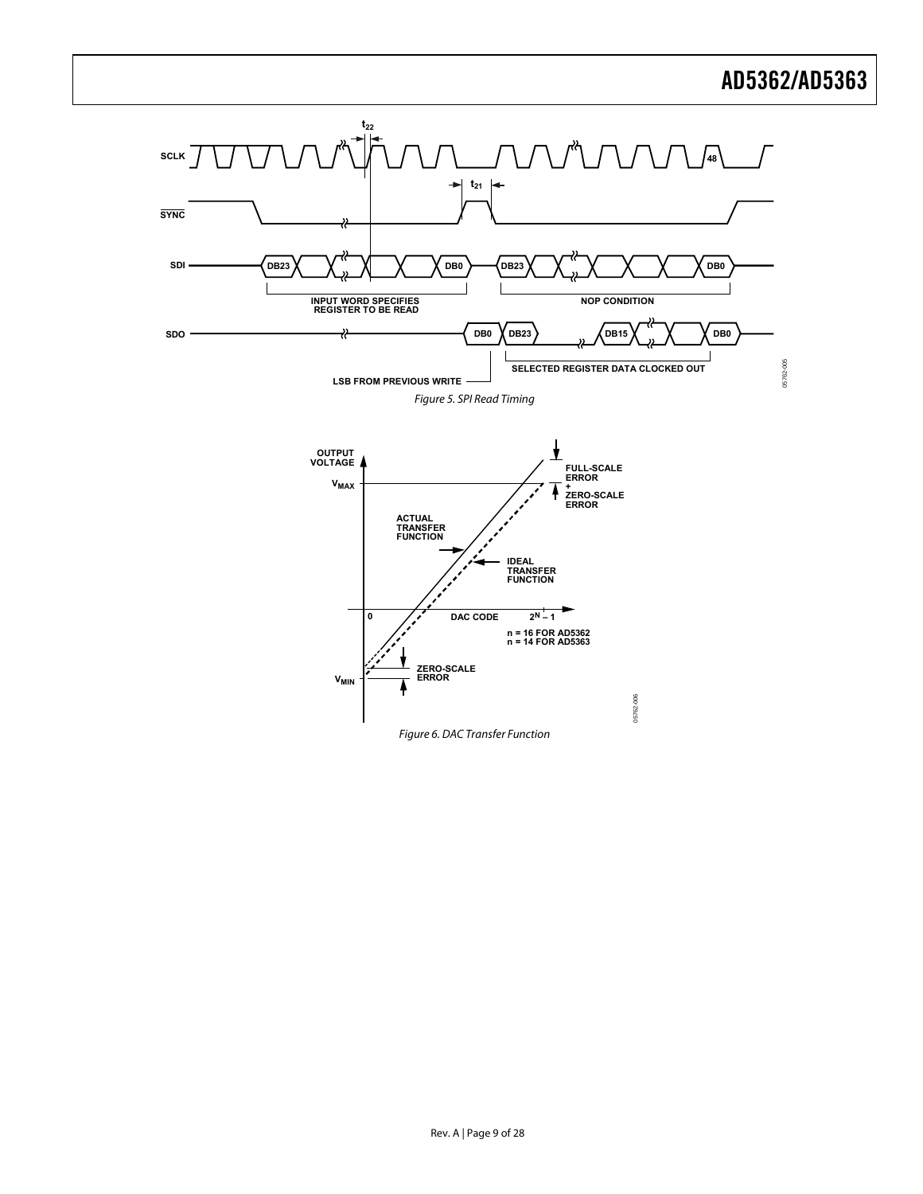Figure 5. SPI Read Timing

Figure 6. DAC Transfer Function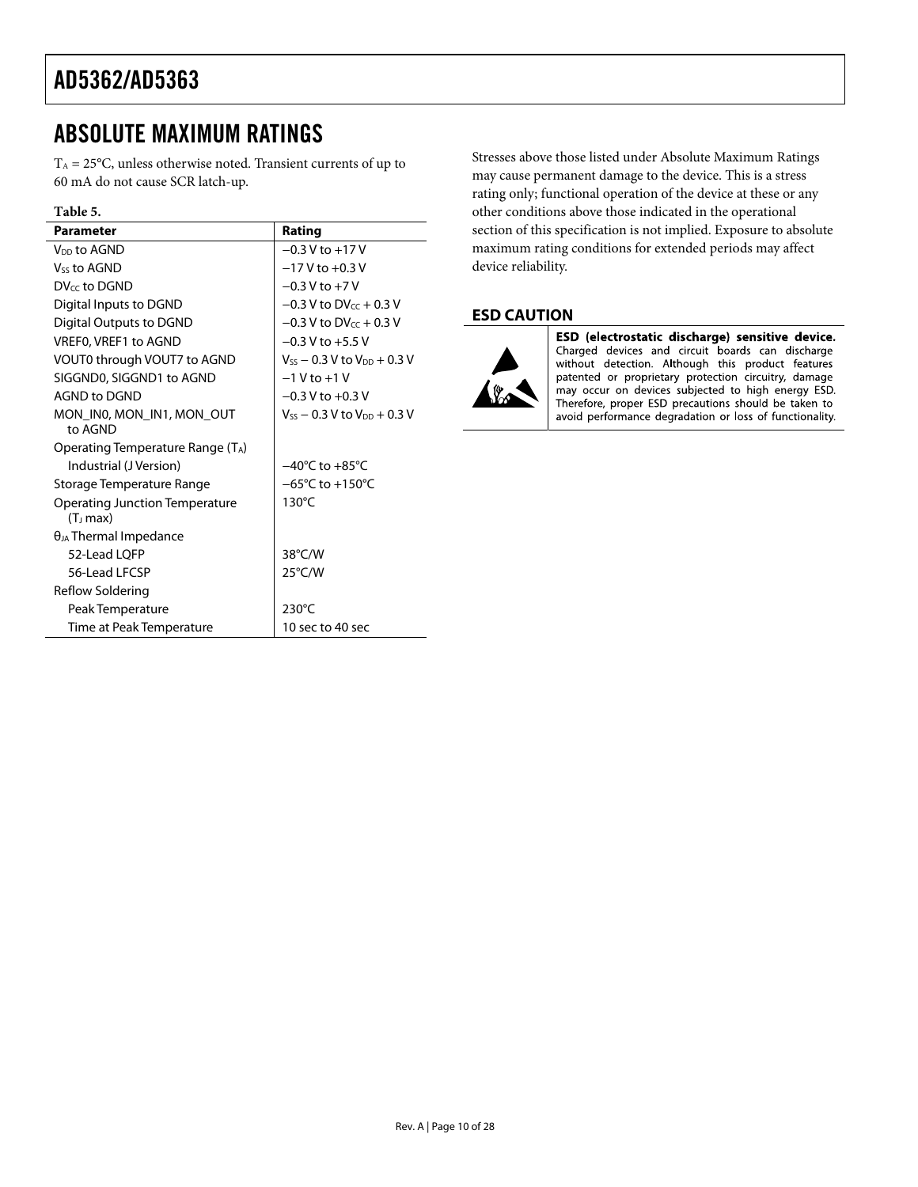# ABSOLUTE MAXIMUM RATINGS

$T_A$ = 25°C, unless otherwise noted. Transient currents of up to 60 mA do not cause SCR latch-up.

**Table 5.**

| Parameter | Rating |
|---|---|
| $V_{DD}$ to AGND | −0.3 V to +17 V |
| $V_{SS}$ to AGND | −17 V to +0.3 V |
| $DV_{CC}$ to DGND | −0.3 V to +7 V |
| Digital Inputs to DGND | −0.3 V to $DV_{CC}$ + 0.3 V |
| Digital Outputs to DGND | −0.3 V to $DV_{CC}$ + 0.3 V |
| VREF0, VREF1 to AGND | −0.3 V to +5.5 V |
| VOUT0 through VOUT7 to AGND | $V_{SS}$ − 0.3 V to $V_{DD}$ + 0.3 V |
| SIGGND0, SIGGND1 to AGND | −1 V to +1 V |
| AGND to DGND | −0.3 V to +0.3 V |
| MON_IN0, MON_IN1, MON_OUT to AGND | $V_{SS}$ − 0.3 V to $V_{DD}$ + 0.3 V |
| Operating Temperature Range ($T_A$) | |
| Industrial (J Version) | −40°C to +85°C |
| Storage Temperature Range | −65°C to +150°C |
| Operating Junction Temperature ($T_J$ max) | 130°C |
| $\theta_{JA}$ Thermal Impedance | |
| 52-Lead LQFP | 38°C/W |
| 56-Lead LFCSP | 25°C/W |
| Reflow Soldering | |
| Peak Temperature | 230°C |
| Time at Peak Temperature | 10 sec to 40 sec |

Stresses above those listed under Absolute Maximum Ratings may cause permanent damage to the device. This is a stress rating only; functional operation of the device at these or any other conditions above those indicated in the operational section of this specification is not implied. Exposure to absolute maximum rating conditions for extended periods may affect device reliability.

## ESD CAUTION

**ESD (electrostatic discharge) sensitive device.** Charged devices and circuit boards can discharge without detection. Although this product features patented or proprietary protection circuitry, damage may occur on devices subjected to high energy ESD. Therefore, proper ESD precautions should be taken to avoid performance degradation or loss of functionality.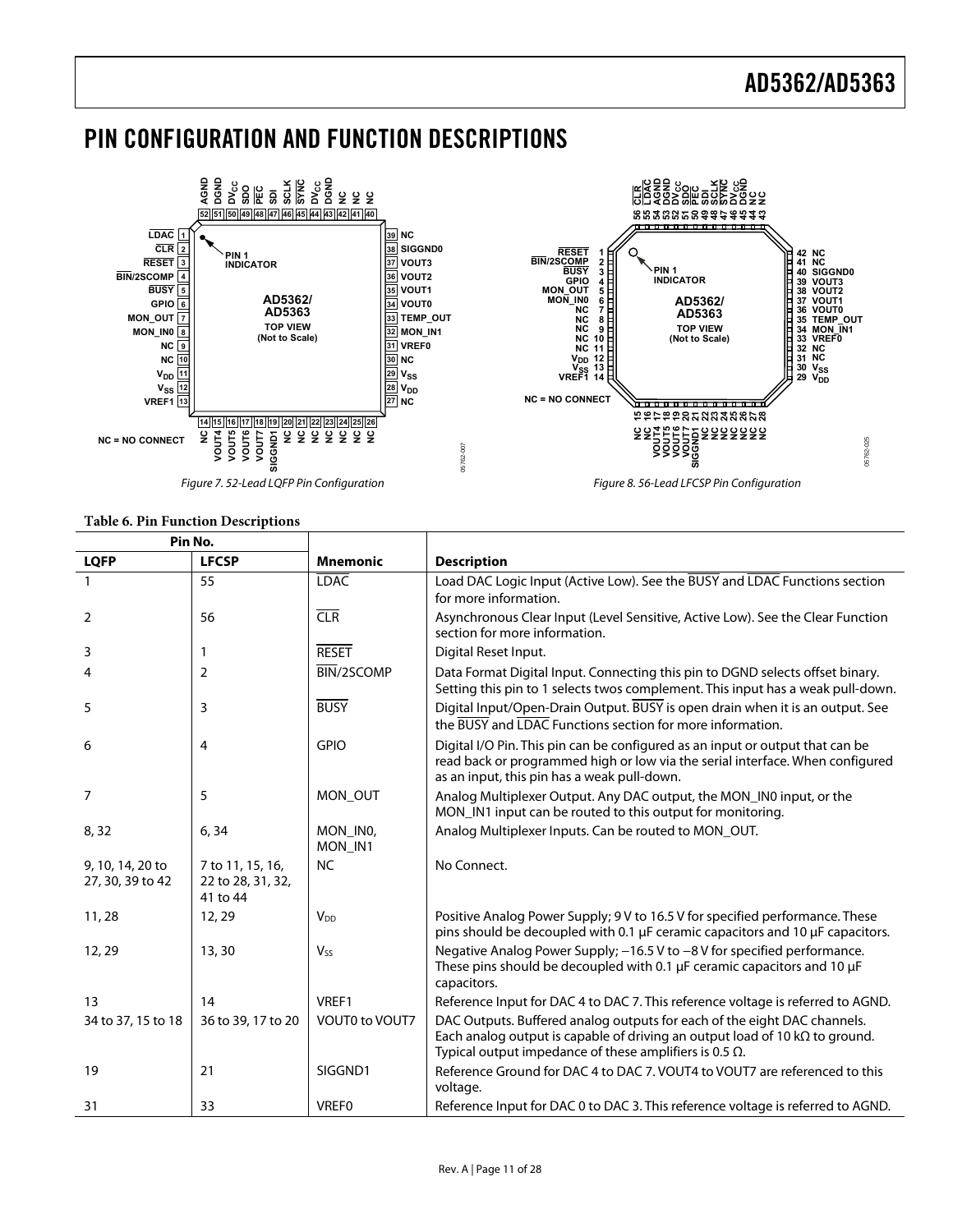# PIN CONFIGURATION AND FUNCTION DESCRIPTIONS

Figure 7. 52-Lead LQFP Pin Configuration

Figure 8. 56-Lead LFCSP Pin Configuration

**Table 6. Pin Function Descriptions**

| Pin No. | | | |
|---|---|---|---|
| **LQFP** | **LFCSP** | **Mnemonic** | **Description** |
| 1 | 55 | LDAC | Load DAC Logic Input (Active Low). See the BUSY and LDAC Functions section for more information. |
| 2 | 56 | CLR | Asynchronous Clear Input (Level Sensitive, Active Low). See the Clear Function section for more information. |
| 3 | 1 | RESET | Digital Reset Input. |
| 4 | 2 | BIN/2SCOMP | Data Format Digital Input. Connecting this pin to DGND selects offset binary. Setting this pin to 1 selects twos complement. This input has a weak pull-down. |
| 5 | 3 | BUSY | Digital Input/Open-Drain Output. BUSY is open drain when it is an output. See the BUSY and LDAC Functions section for more information. |
| 6 | 4 | GPIO | Digital I/O Pin. This pin can be configured as an input or output that can be read back or programmed high or low via the serial interface. When configured as an input, this pin has a weak pull-down. |
| 7 | 5 | MON_OUT | Analog Multiplexer Output. Any DAC output, the MON_IN0 input, or the MON_IN1 input can be routed to this output for monitoring. |
| 8, 32 | 6, 34 | MON_IN0, MON_IN1 | Analog Multiplexer Inputs. Can be routed to MON_OUT. |
| 9, 10, 14, 20 to 27, 30, 39 to 42 | 7 to 11, 15, 16, 22 to 28, 31, 32, 41 to 44 | NC | No Connect. |
| 11, 28 | 12, 29 | $V_{DD}$ | Positive Analog Power Supply; 9 V to 16.5 V for specified performance. These pins should be decoupled with 0.1 µF ceramic capacitors and 10 µF capacitors. |
| 12, 29 | 13, 30 | $V_{SS}$ | Negative Analog Power Supply; −16.5 V to −8 V for specified performance. These pins should be decoupled with 0.1 µF ceramic capacitors and 10 µF capacitors. |
| 13 | 14 | VREF1 | Reference Input for DAC 4 to DAC 7. This reference voltage is referred to AGND. |
| 34 to 37, 15 to 18 | 36 to 39, 17 to 20 | VOUT0 to VOUT7 | DAC Outputs. Buffered analog outputs for each of the eight DAC channels. Each analog output is capable of driving an output load of 10 kΩ to ground. Typical output impedance of these amplifiers is 0.5 Ω. |
| 19 | 21 | SIGGND1 | Reference Ground for DAC 4 to DAC 7. VOUT4 to VOUT7 are referenced to this voltage. |
| 31 | 33 | VREF0 | Reference Input for DAC 0 to DAC 3. This reference voltage is referred to AGND. |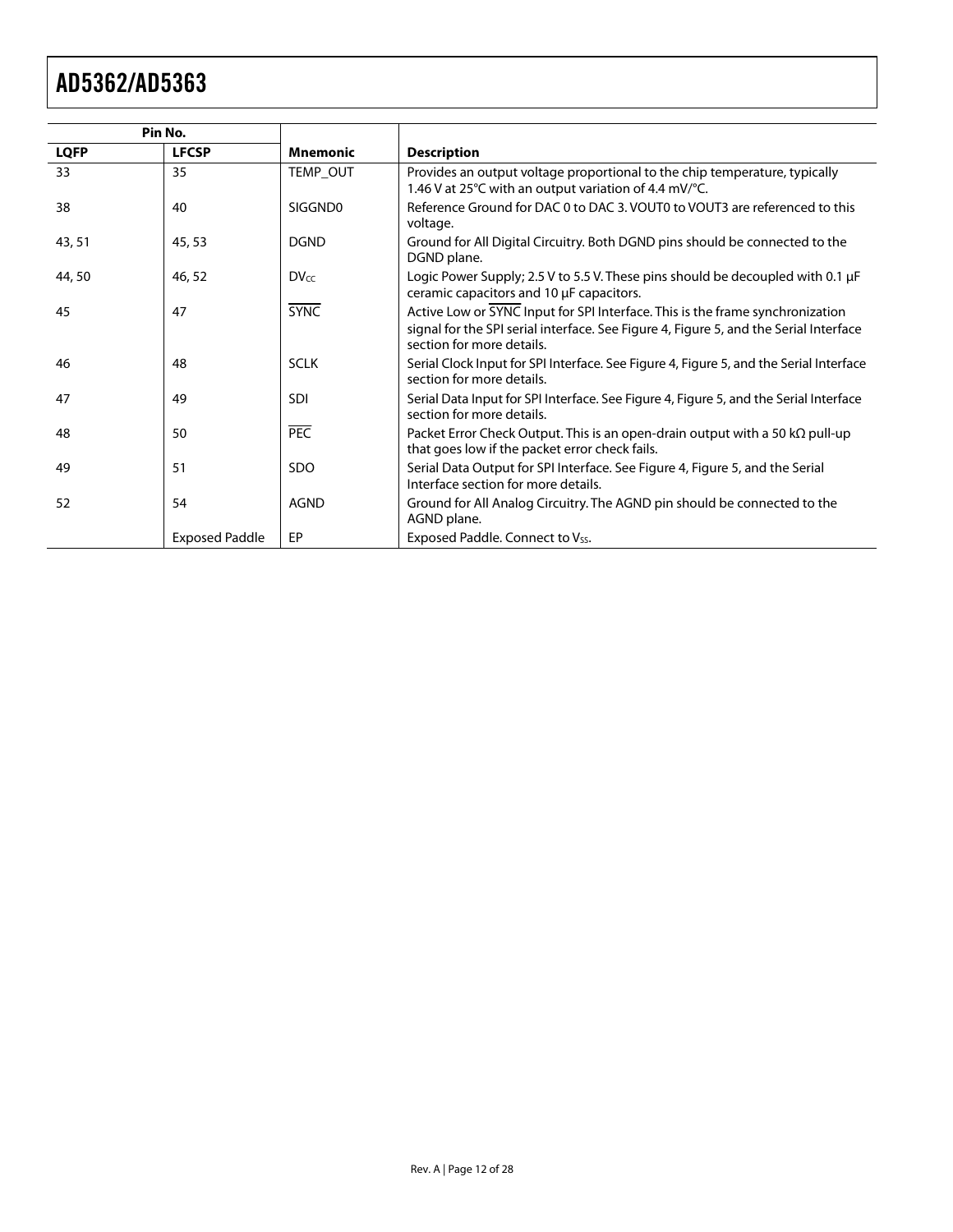| Pin No. | | Mnemonic | Description |
|---|---|---|---|
| LQFP | LFCSP | | |
| 33 | 35 | TEMP_OUT | Provides an output voltage proportional to the chip temperature, typically 1.46 V at 25°C with an output variation of 4.4 mV/°C. |
| 38 | 40 | SIGGND0 | Reference Ground for DAC 0 to DAC 3. VOUT0 to VOUT3 are referenced to this voltage. |
| 43, 51 | 45, 53 | DGND | Ground for All Digital Circuitry. Both DGND pins should be connected to the DGND plane. |
| 44, 50 | 46, 52 | $DV_{CC}$ | Logic Power Supply; 2.5 V to 5.5 V. These pins should be decoupled with 0.1 µF ceramic capacitors and 10 µF capacitors. |
| 45 | 47 | $\overline{SYNC}$ | Active Low or $\overline{SYNC}$ Input for SPI Interface. This is the frame synchronization signal for the SPI serial interface. See Figure 4, Figure 5, and the Serial Interface section for more details. |
| 46 | 48 | SCLK | Serial Clock Input for SPI Interface. See Figure 4, Figure 5, and the Serial Interface section for more details. |
| 47 | 49 | SDI | Serial Data Input for SPI Interface. See Figure 4, Figure 5, and the Serial Interface section for more details. |
| 48 | 50 | $\overline{PEC}$ | Packet Error Check Output. This is an open-drain output with a 50 kΩ pull-up that goes low if the packet error check fails. |
| 49 | 51 | SDO | Serial Data Output for SPI Interface. See Figure 4, Figure 5, and the Serial Interface section for more details. |
| 52 | 54 | AGND | Ground for All Analog Circuitry. The AGND pin should be connected to the AGND plane. |
| | Exposed Paddle | EP | Exposed Paddle. Connect to $V_{SS}$. |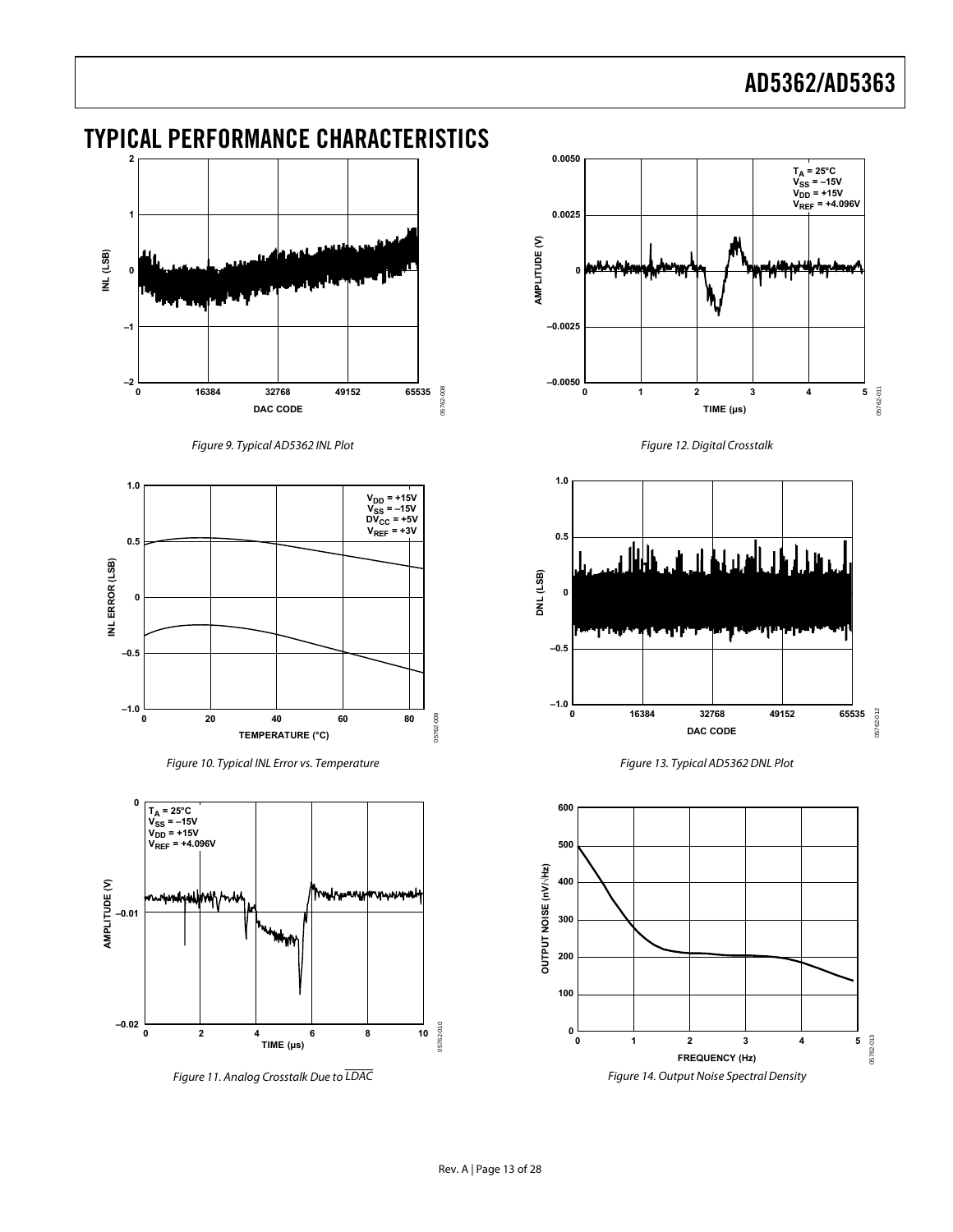## TYPICAL PERFORMANCE CHARACTERISTICS

*Figure 9. Typical AD5362 INL Plot*

*Figure 10. Typical INL Error vs. Temperature*

*Figure 11. Analog Crosstalk Due to $\overline{LDAC}$*

*Figure 12. Digital Crosstalk*

*Figure 13. Typical AD5362 DNL Plot*

*Figure 14. Output Noise Spectral Density*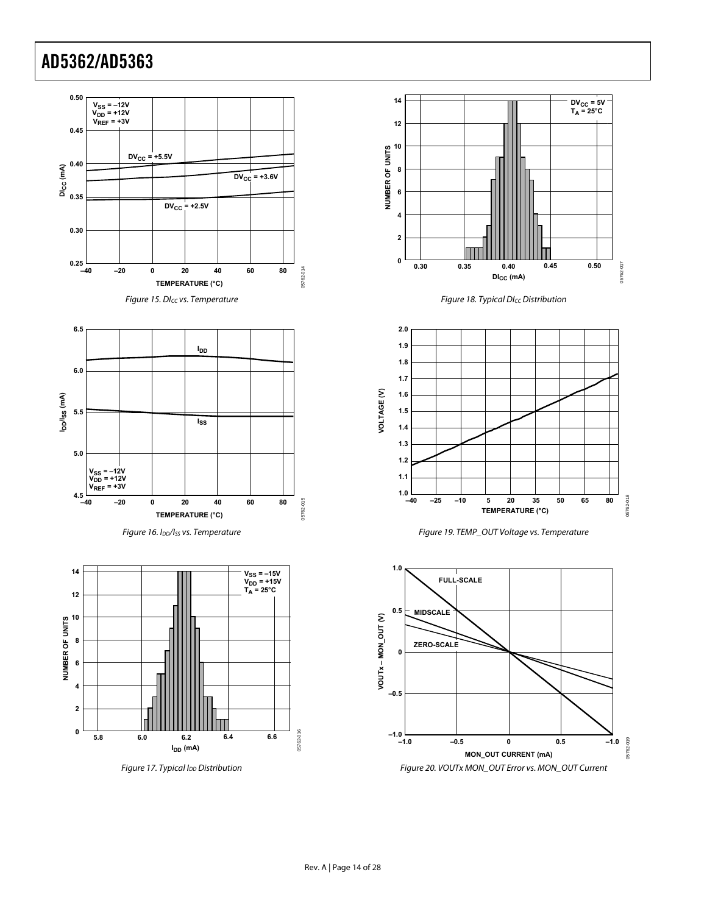Figure 15. $DI_{CC}$ vs. Temperature

Figure 16. $I_{DD}/I_{SS}$ vs. Temperature

Figure 17. Typical $I_{DD}$ Distribution

Figure 18. Typical $DI_{CC}$ Distribution

Figure 19. TEMP_OUT Voltage vs. Temperature

Figure 20. VOUTx MON_OUT Error vs. MON_OUT Current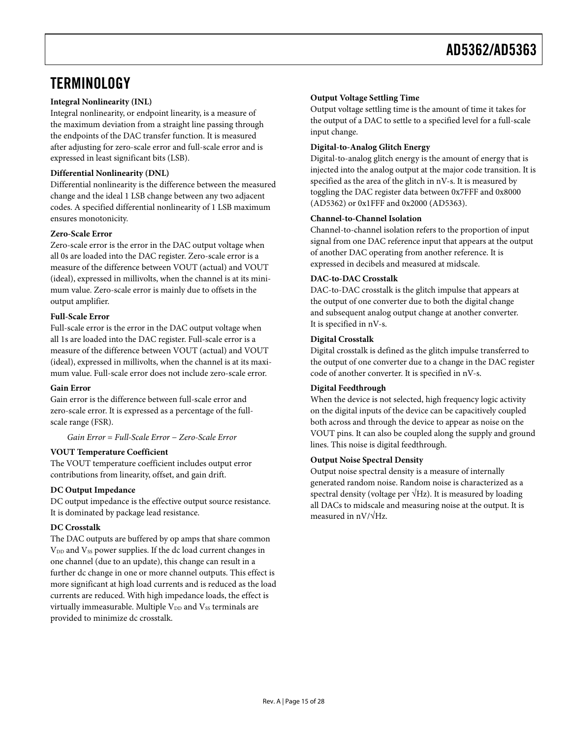# TERMINOLOGY

**Integral Nonlinearity (INL)**

Integral nonlinearity, or endpoint linearity, is a measure of the maximum deviation from a straight line passing through the endpoints of the DAC transfer function. It is measured after adjusting for zero-scale error and full-scale error and is expressed in least significant bits (LSB).

**Differential Nonlinearity (DNL)**

Differential nonlinearity is the difference between the measured change and the ideal 1 LSB change between any two adjacent codes. A specified differential nonlinearity of 1 LSB maximum ensures monotonicity.

**Zero-Scale Error**

Zero-scale error is the error in the DAC output voltage when all 0s are loaded into the DAC register. Zero-scale error is a measure of the difference between VOUT (actual) and VOUT (ideal), expressed in millivolts, when the channel is at its minimum value. Zero-scale error is mainly due to offsets in the output amplifier.

**Full-Scale Error**

Full-scale error is the error in the DAC output voltage when all 1s are loaded into the DAC register. Full-scale error is a measure of the difference between VOUT (actual) and VOUT (ideal), expressed in millivolts, when the channel is at its maximum value. Full-scale error does not include zero-scale error.

**Gain Error**

Gain error is the difference between full-scale error and zero-scale error. It is expressed as a percentage of the full-scale range (FSR).

*Gain Error = Full-Scale Error − Zero-Scale Error*

**VOUT Temperature Coefficient**

The VOUT temperature coefficient includes output error contributions from linearity, offset, and gain drift.

**DC Output Impedance**

DC output impedance is the effective output source resistance. It is dominated by package lead resistance.

**DC Crosstalk**

The DAC outputs are buffered by op amps that share common $V_{DD}$ and $V_{SS}$ power supplies. If the dc load current changes in one channel (due to an update), this change can result in a further dc change in one or more channel outputs. This effect is more significant at high load currents and is reduced as the load currents are reduced. With high impedance loads, the effect is virtually immeasurable. Multiple $V_{DD}$ and $V_{SS}$ terminals are provided to minimize dc crosstalk.

**Output Voltage Settling Time**

Output voltage settling time is the amount of time it takes for the output of a DAC to settle to a specified level for a full-scale input change.

**Digital-to-Analog Glitch Energy**

Digital-to-analog glitch energy is the amount of energy that is injected into the analog output at the major code transition. It is specified as the area of the glitch in nV-s. It is measured by toggling the DAC register data between 0x7FFF and 0x8000 (AD5362) or 0x1FFF and 0x2000 (AD5363).

**Channel-to-Channel Isolation**

Channel-to-channel isolation refers to the proportion of input signal from one DAC reference input that appears at the output of another DAC operating from another reference. It is expressed in decibels and measured at midscale.

**DAC-to-DAC Crosstalk**

DAC-to-DAC crosstalk is the glitch impulse that appears at the output of one converter due to both the digital change and subsequent analog output change at another converter. It is specified in nV-s.

**Digital Crosstalk**

Digital crosstalk is defined as the glitch impulse transferred to the output of one converter due to a change in the DAC register code of another converter. It is specified in nV-s.

**Digital Feedthrough**

When the device is not selected, high frequency logic activity on the digital inputs of the device can be capacitively coupled both across and through the device to appear as noise on the VOUT pins. It can also be coupled along the supply and ground lines. This noise is digital feedthrough.

**Output Noise Spectral Density**

Output noise spectral density is a measure of internally generated random noise. Random noise is characterized as a spectral density (voltage per $\sqrt{\text{Hz}}$). It is measured by loading all DACs to midscale and measuring noise at the output. It is measured in nV/$\sqrt{\text{Hz}}$.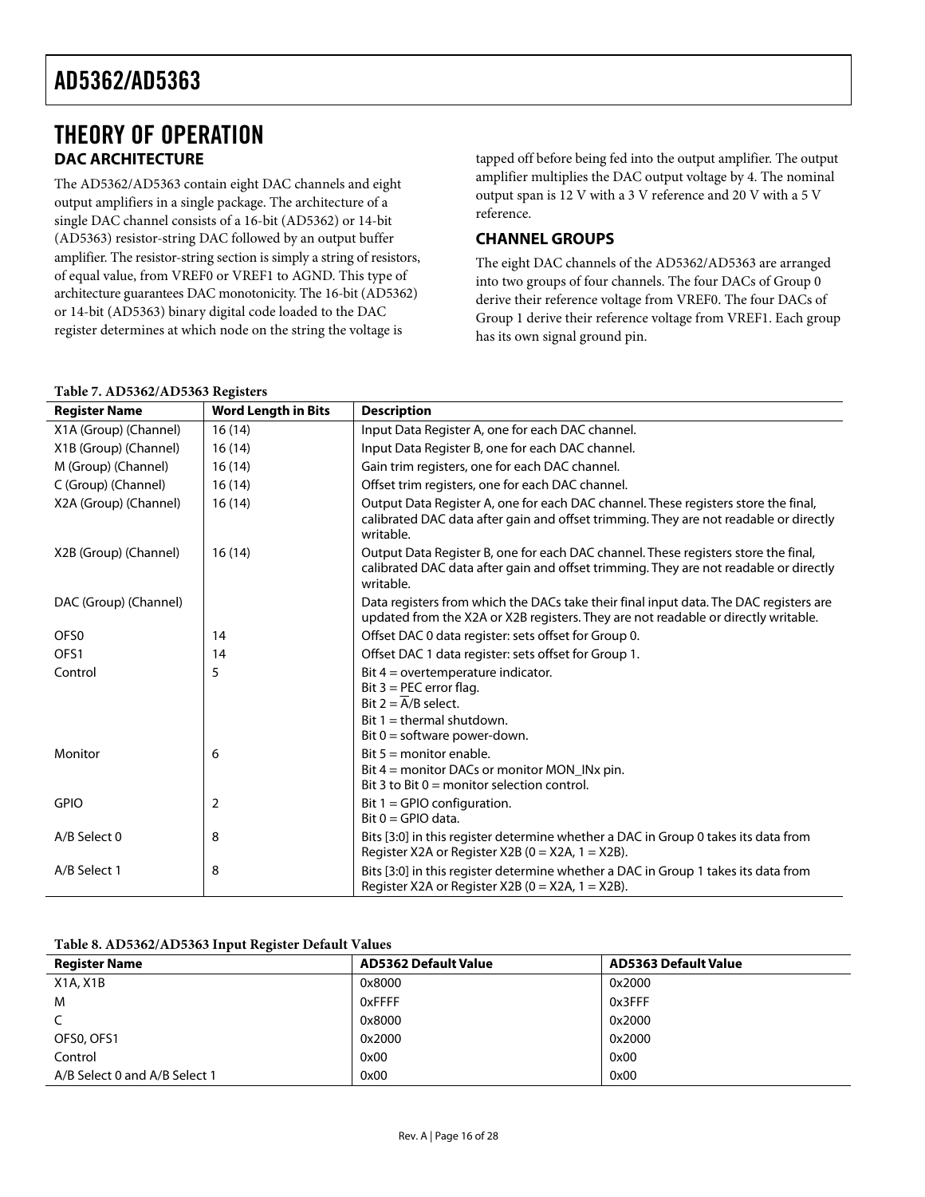// Theory of operation (transcribed) //
## THEORY OF OPERATION

### DAC ARCHITECTURE

The AD5362/AD5363 contain eight DAC channels and eight output amplifiers in a single package. The architecture of a single DAC channel consists of a 16-bit (AD5362) or 14-bit (AD5363) resistor-string DAC followed by an output buffer amplifier. The resistor-string section is simply a string of resistors, of equal value, from VREF0 or VREF1 to AGND. This type of architecture guarantees DAC monotonicity. The 16-bit (AD5362) or 14-bit (AD5363) binary digital code loaded to the DAC register determines at which node on the string the voltage is tapped off before being fed into the output amplifier. The output amplifier multiplies the DAC output voltage by 4. The nominal output span is 12 V with a 3 V reference and 20 V with a 5 V reference.

### CHANNEL GROUPS

The eight DAC channels of the AD5362/AD5363 are arranged into two groups of four channels. The four DACs of Group 0 derive their reference voltage from VREF0. The four DACs of Group 1 derive their reference voltage from VREF1. Each group has its own signal ground pin.

**Table 7. AD5362/AD5363 Registers**

| Register Name | Word Length in Bits | Description |
|---|---|---|
| X1A (Group) (Channel) | 16 (14) | Input Data Register A, one for each DAC channel. |
| X1B (Group) (Channel) | 16 (14) | Input Data Register B, one for each DAC channel. |
| M (Group) (Channel) | 16 (14) | Gain trim registers, one for each DAC channel. |
| C (Group) (Channel) | 16 (14) | Offset trim registers, one for each DAC channel. |
| X2A (Group) (Channel) | 16 (14) | Output Data Register A, one for each DAC channel. These registers store the final, calibrated DAC data after gain and offset trimming. They are not readable or directly writable. |
| X2B (Group) (Channel) | 16 (14) | Output Data Register B, one for each DAC channel. These registers store the final, calibrated DAC data after gain and offset trimming. They are not readable or directly writable. |
| DAC (Group) (Channel) | | Data registers from which the DACs take their final input data. The DAC registers are updated from the X2A or X2B registers. They are not readable or directly writable. |
| OFS0 | 14 | Offset DAC 0 data register: sets offset for Group 0. |
| OFS1 | 14 | Offset DAC 1 data register: sets offset for Group 1. |
| Control | 5 | Bit 4 = overtemperature indicator.<br>Bit 3 = PEC error flag.<br>Bit 2 = $\overline{A}$/B select.<br>Bit 1 = thermal shutdown.<br>Bit 0 = software power-down. |
| Monitor | 6 | Bit 5 = monitor enable.<br>Bit 4 = monitor DACs or monitor MON_INx pin.<br>Bit 3 to Bit 0 = monitor selection control. |
| GPIO | 2 | Bit 1 = GPIO configuration.<br>Bit 0 = GPIO data. |
| A/B Select 0 | 8 | Bits [3:0] in this register determine whether a DAC in Group 0 takes its data from Register X2A or Register X2B (0 = X2A, 1 = X2B). |
| A/B Select 1 | 8 | Bits [3:0] in this register determine whether a DAC in Group 1 takes its data from Register X2A or Register X2B (0 = X2A, 1 = X2B). |

**Table 8. AD5362/AD5363 Input Register Default Values**

| Register Name | AD5362 Default Value | AD5363 Default Value |
|---|---|---|
| X1A, X1B | 0x8000 | 0x2000 |
| M | 0xFFFF | 0x3FFF |
| C | 0x8000 | 0x2000 |
| OFS0, OFS1 | 0x2000 | 0x2000 |
| Control | 0x00 | 0x00 |
| A/B Select 0 and A/B Select 1 | 0x00 | 0x00 |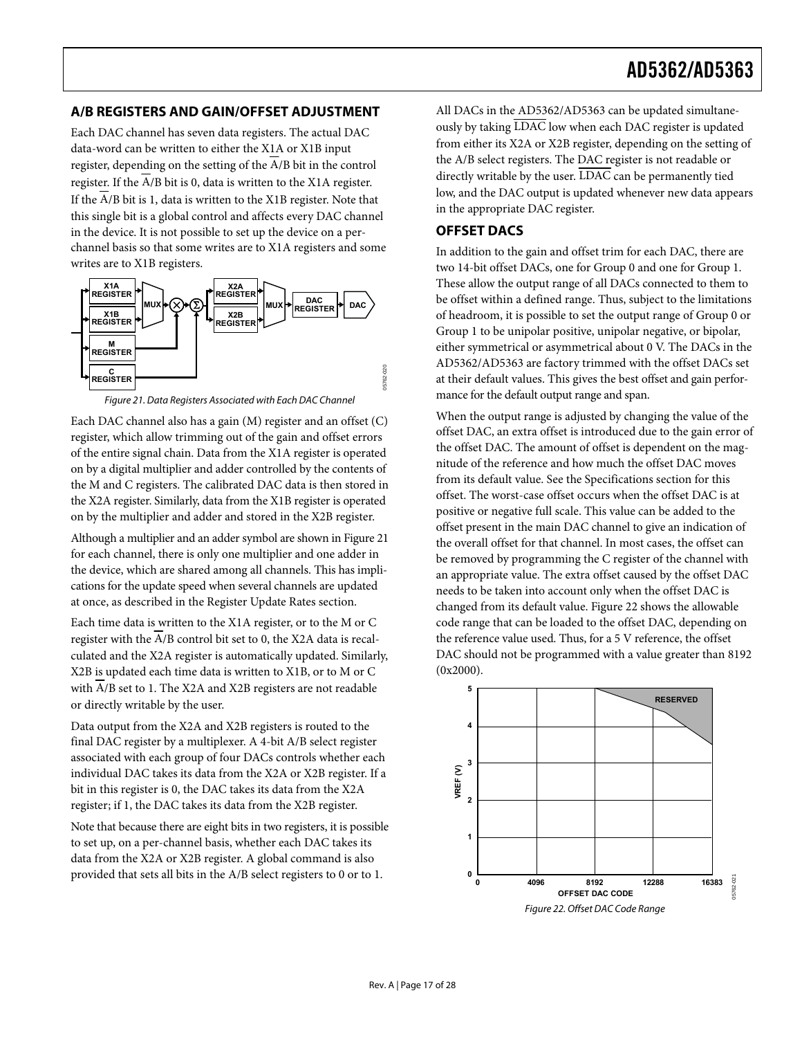## A/B REGISTERS AND GAIN/OFFSET ADJUSTMENT

Each DAC channel has seven data registers. The actual DAC data-word can be written to either the X1A or X1B input register, depending on the setting of the $\overline{A}$/B bit in the control register. If the $\overline{A}$/B bit is 0, data is written to the X1A register. If the $\overline{A}$/B bit is 1, data is written to the X1B register. Note that this single bit is a global control and affects every DAC channel in the device. It is not possible to set up the device on a per-channel basis so that some writes are to X1A registers and some writes are to X1B registers.

Figure 21. Data Registers Associated with Each DAC Channel

Each DAC channel also has a gain (M) register and an offset (C) register, which allow trimming out of the gain and offset errors of the entire signal chain. Data from the X1A register is operated on by a digital multiplier and adder controlled by the contents of the M and C registers. The calibrated DAC data is then stored in the X2A register. Similarly, data from the X1B register is operated on by the multiplier and adder and stored in the X2B register.

Although a multiplier and an adder symbol are shown in Figure 21 for each channel, there is only one multiplier and one adder in the device, which are shared among all channels. This has implications for the update speed when several channels are updated at once, as described in the Register Update Rates section.

Each time data is written to the X1A register, or to the M or C register with the $\overline{A}$/B control bit set to 0, the X2A data is recalculated and the X2A register is automatically updated. Similarly, X2B is updated each time data is written to X1B, or to M or C with $\overline{A}$/B set to 1. The X2A and X2B registers are not readable or directly writable by the user.

Data output from the X2A and X2B registers is routed to the final DAC register by a multiplexer. A 4-bit A/B select register associated with each group of four DACs controls whether each individual DAC takes its data from the X2A or X2B register. If a bit in this register is 0, the DAC takes its data from the X2A register; if 1, the DAC takes its data from the X2B register.

Note that because there are eight bits in two registers, it is possible to set up, on a per-channel basis, whether each DAC takes its data from the X2A or X2B register. A global command is also provided that sets all bits in the A/B select registers to 0 or to 1.

All DACs in the AD5362/AD5363 can be updated simultaneously by taking $\overline{\text{LDAC}}$ low when each DAC register is updated from either its X2A or X2B register, depending on the setting of the A/B select registers. The DAC register is not readable or directly writable by the user. $\overline{\text{LDAC}}$ can be permanently tied low, and the DAC output is updated whenever new data appears in the appropriate DAC register.

## OFFSET DACS

In addition to the gain and offset trim for each DAC, there are two 14-bit offset DACs, one for Group 0 and one for Group 1. These allow the output range of all DACs connected to them to be offset within a defined range. Thus, subject to the limitations of headroom, it is possible to set the output range of Group 0 or Group 1 to be unipolar positive, unipolar negative, or bipolar, either symmetrical or asymmetrical about 0 V. The DACs in the AD5362/AD5363 are factory trimmed with the offset DACs set at their default values. This gives the best offset and gain performance for the default output range and span.

When the output range is adjusted by changing the value of the offset DAC, an extra offset is introduced due to the gain error of the offset DAC. The amount of offset is dependent on the magnitude of the reference and how much the offset DAC moves from its default value. See the Specifications section for this offset. The worst-case offset occurs when the offset DAC is at positive or negative full scale. This value can be added to the offset present in the main DAC channel to give an indication of the overall offset for that channel. In most cases, the offset can be removed by programming the C register of the channel with an appropriate value. The extra offset caused by the offset DAC needs to be taken into account only when the offset DAC is changed from its default value. Figure 22 shows the allowable code range that can be loaded to the offset DAC, depending on the reference value used. Thus, for a 5 V reference, the offset DAC should not be programmed with a value greater than 8192 (0x2000).

Figure 22. Offset DAC Code Range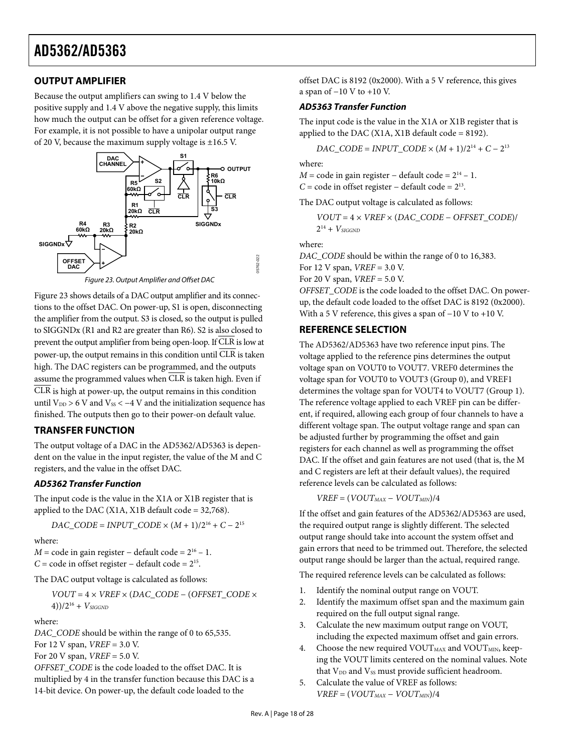## OUTPUT AMPLIFIER

Because the output amplifiers can swing to 1.4 V below the positive supply and 1.4 V above the negative supply, this limits how much the output can be offset for a given reference voltage. For example, it is not possible to have a unipolar output range of 20 V, because the maximum supply voltage is ±16.5 V.

Figure 23. Output Amplifier and Offset DAC

Figure 23 shows details of a DAC output amplifier and its connections to the offset DAC. On power-up, S1 is open, disconnecting the amplifier from the output. S3 is closed, so the output is pulled to SIGGNDx (R1 and R2 are greater than R6). S2 is also closed to prevent the output amplifier from being open-loop. If $\overline{CLR}$ is low at power-up, the output remains in this condition until $\overline{CLR}$ is taken high. The DAC registers can be programmed, and the outputs assume the programmed values when $\overline{CLR}$ is taken high. Even if $\overline{CLR}$ is high at power-up, the output remains in this condition until $V_{DD} > 6$ V and $V_{SS} < -4$ V and the initialization sequence has finished. The outputs then go to their power-on default value.

## TRANSFER FUNCTION

The output voltage of a DAC in the AD5362/AD5363 is dependent on the value in the input register, the value of the M and C registers, and the value in the offset DAC.

### *AD5362 Transfer Function*

The input code is the value in the X1A or X1B register that is applied to the DAC (X1A, X1B default code = 32,768).

$$DAC\_CODE = INPUT\_CODE \times (M + 1)/2^{16} + C - 2^{15}$$

where:
$M$ = code in gain register − default code = $2^{16} - 1$.
$C$ = code in offset register − default code = $2^{15}$.

The DAC output voltage is calculated as follows:

$$VOUT = 4 \times VREF \times (DAC\_CODE - (OFFSET\_CODE \times 4))/2^{16} + V_{SIGGND}$$

where:
*DAC_CODE* should be within the range of 0 to 65,535.
For 12 V span, *VREF* = 3.0 V.
For 20 V span, *VREF* = 5.0 V.
*OFFSET_CODE* is the code loaded to the offset DAC. It is multiplied by 4 in the transfer function because this DAC is a 14-bit device. On power-up, the default code loaded to the offset DAC is 8192 (0x2000). With a 5 V reference, this gives a span of −10 V to +10 V.

### *AD5363 Transfer Function*

The input code is the value in the X1A or X1B register that is applied to the DAC (X1A, X1B default code = 8192).

$$DAC\_CODE = INPUT\_CODE \times (M + 1)/2^{14} + C - 2^{13}$$

where:
$M$ = code in gain register − default code = $2^{14} - 1$.
$C$ = code in offset register − default code = $2^{13}$.

The DAC output voltage is calculated as follows:

$$VOUT = 4 \times VREF \times (DAC\_CODE - OFFSET\_CODE)/2^{14} + V_{SIGGND}$$

where:
*DAC_CODE* should be within the range of 0 to 16,383.
For 12 V span, *VREF* = 3.0 V.
For 20 V span, *VREF* = 5.0 V.
*OFFSET_CODE* is the code loaded to the offset DAC. On power-up, the default code loaded to the offset DAC is 8192 (0x2000). With a 5 V reference, this gives a span of −10 V to +10 V.

## REFERENCE SELECTION

The AD5362/AD5363 have two reference input pins. The voltage applied to the reference pins determines the output voltage span on VOUT0 to VOUT7. VREF0 determines the voltage span for VOUT0 to VOUT3 (Group 0), and VREF1 determines the voltage span for VOUT4 to VOUT7 (Group 1). The reference voltage applied to each VREF pin can be different, if required, allowing each group of four channels to have a different voltage span. The output voltage range and span can be adjusted further by programming the offset and gain registers for each channel as well as programming the offset DAC. If the offset and gain features are not used (that is, the M and C registers are left at their default values), the required reference levels can be calculated as follows:

$$VREF = (VOUT_{MAX} - VOUT_{MIN})/4$$

If the offset and gain features of the AD5362/AD5363 are used, the required output range is slightly different. The selected output range should take into account the system offset and gain errors that need to be trimmed out. Therefore, the selected output range should be larger than the actual, required range.

The required reference levels can be calculated as follows:

1. Identify the nominal output range on VOUT.
2. Identify the maximum offset span and the maximum gain required on the full output signal range.
3. Calculate the new maximum output range on VOUT, including the expected maximum offset and gain errors.
4. Choose the new required $VOUT_{MAX}$ and $VOUT_{MIN}$, keeping the VOUT limits centered on the nominal values. Note that $V_{DD}$ and $V_{SS}$ must provide sufficient headroom.
5. Calculate the value of VREF as follows:
   $VREF = (VOUT_{MAX} - VOUT_{MIN})/4$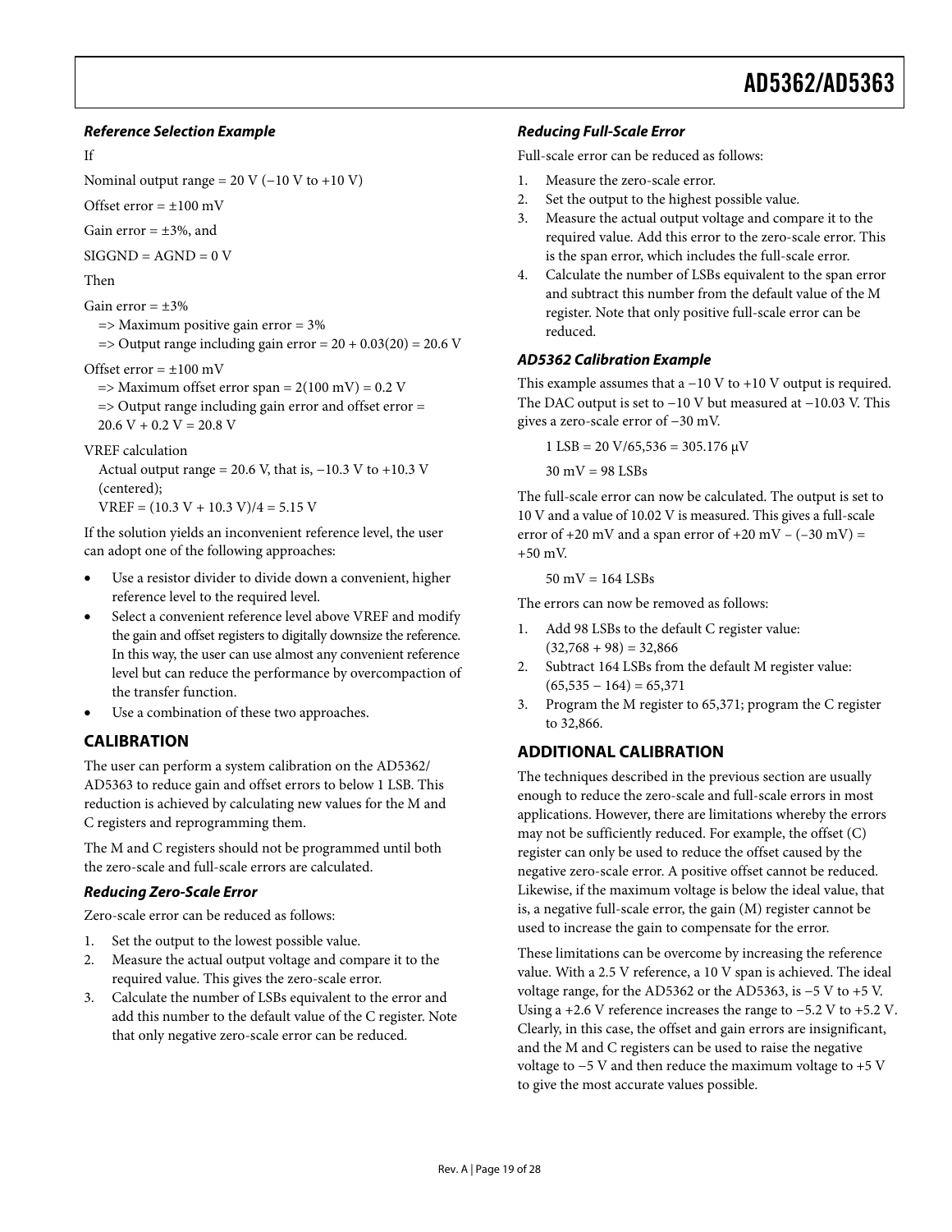### *Reference Selection Example*

If

Nominal output range = 20 V (−10 V to +10 V)

Offset error = ±100 mV

Gain error = ±3%, and

SIGGND = AGND = 0 V

Then

Gain error = ±3%

=> Maximum positive gain error = 3%

=> Output range including gain error = 20 + 0.03(20) = 20.6 V

Offset error = ±100 mV

=> Maximum offset error span = 2(100 mV) = 0.2 V

=> Output range including gain error and offset error = 20.6 V + 0.2 V = 20.8 V

VREF calculation

Actual output range = 20.6 V, that is, −10.3 V to +10.3 V (centered);

VREF = (10.3 V + 10.3 V)/4 = 5.15 V

If the solution yields an inconvenient reference level, the user can adopt one of the following approaches:

- Use a resistor divider to divide down a convenient, higher reference level to the required level.
- Select a convenient reference level above VREF and modify the gain and offset registers to digitally downsize the reference. In this way, the user can use almost any convenient reference level but can reduce the performance by overcompaction of the transfer function.
- Use a combination of these two approaches.

## CALIBRATION

The user can perform a system calibration on the AD5362/AD5363 to reduce gain and offset errors to below 1 LSB. This reduction is achieved by calculating new values for the M and C registers and reprogramming them.

The M and C registers should not be programmed until both the zero-scale and full-scale errors are calculated.

### *Reducing Zero-Scale Error*

Zero-scale error can be reduced as follows:

1. Set the output to the lowest possible value.
2. Measure the actual output voltage and compare it to the required value. This gives the zero-scale error.
3. Calculate the number of LSBs equivalent to the error and add this number to the default value of the C register. Note that only negative zero-scale error can be reduced.

### *Reducing Full-Scale Error*

Full-scale error can be reduced as follows:

1. Measure the zero-scale error.
2. Set the output to the highest possible value.
3. Measure the actual output voltage and compare it to the required value. Add this error to the zero-scale error. This is the span error, which includes the full-scale error.
4. Calculate the number of LSBs equivalent to the span error and subtract this number from the default value of the M register. Note that only positive full-scale error can be reduced.

### *AD5362 Calibration Example*

This example assumes that a −10 V to +10 V output is required. The DAC output is set to −10 V but measured at −10.03 V. This gives a zero-scale error of −30 mV.

1 LSB = 20 V/65,536 = 305.176 μV

30 mV = 98 LSBs

The full-scale error can now be calculated. The output is set to 10 V and a value of 10.02 V is measured. This gives a full-scale error of +20 mV and a span error of +20 mV − (−30 mV) = +50 mV.

50 mV = 164 LSBs

The errors can now be removed as follows:

1. Add 98 LSBs to the default C register value: (32,768 + 98) = 32,866
2. Subtract 164 LSBs from the default M register value: (65,535 − 164) = 65,371
3. Program the M register to 65,371; program the C register to 32,866.

## ADDITIONAL CALIBRATION

The techniques described in the previous section are usually enough to reduce the zero-scale and full-scale errors in most applications. However, there are limitations whereby the errors may not be sufficiently reduced. For example, the offset (C) register can only be used to reduce the offset caused by the negative zero-scale error. A positive offset cannot be reduced. Likewise, if the maximum voltage is below the ideal value, that is, a negative full-scale error, the gain (M) register cannot be used to increase the gain to compensate for the error.

These limitations can be overcome by increasing the reference value. With a 2.5 V reference, a 10 V span is achieved. The ideal voltage range, for the AD5362 or the AD5363, is −5 V to +5 V. Using a +2.6 V reference increases the range to −5.2 V to +5.2 V. Clearly, in this case, the offset and gain errors are insignificant, and the M and C registers can be used to raise the negative voltage to −5 V and then reduce the maximum voltage to +5 V to give the most accurate values possible.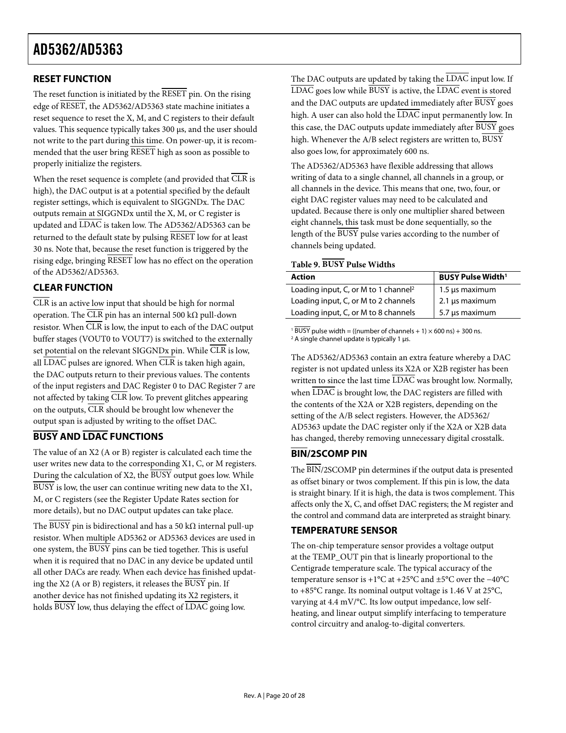## RESET FUNCTION

The reset function is initiated by the RESET pin. On the rising edge of RESET, the AD5362/AD5363 state machine initiates a reset sequence to reset the X, M, and C registers to their default values. This sequence typically takes 300 µs, and the user should not write to the part during this time. On power-up, it is recommended that the user bring RESET high as soon as possible to properly initialize the registers.

When the reset sequence is complete (and provided that CLR is high), the DAC output is at a potential specified by the default register settings, which is equivalent to SIGGNDx. The DAC outputs remain at SIGGNDx until the X, M, or C register is updated and LDAC is taken low. The AD5362/AD5363 can be returned to the default state by pulsing RESET low for at least 30 ns. Note that, because the reset function is triggered by the rising edge, bringing RESET low has no effect on the operation of the AD5362/AD5363.

## CLEAR FUNCTION

CLR is an active low input that should be high for normal operation. The CLR pin has an internal 500 kΩ pull-down resistor. When CLR is low, the input to each of the DAC output buffer stages (VOUT0 to VOUT7) is switched to the externally set potential on the relevant SIGGNDx pin. While CLR is low, all LDAC pulses are ignored. When CLR is taken high again, the DAC outputs return to their previous values. The contents of the input registers and DAC Register 0 to DAC Register 7 are not affected by taking CLR low. To prevent glitches appearing on the outputs, CLR should be brought low whenever the output span is adjusted by writing to the offset DAC.

## BUSY AND LDAC FUNCTIONS

The value of an X2 (A or B) register is calculated each time the user writes new data to the corresponding X1, C, or M registers. During the calculation of X2, the BUSY output goes low. While BUSY is low, the user can continue writing new data to the X1, M, or C registers (see the Register Update Rates section for more details), but no DAC output updates can take place.

The BUSY pin is bidirectional and has a 50 kΩ internal pull-up resistor. When multiple AD5362 or AD5363 devices are used in one system, the BUSY pins can be tied together. This is useful when it is required that no DAC in any device be updated until all other DACs are ready. When each device has finished updating the X2 (A or B) registers, it releases the BUSY pin. If another device has not finished updating its X2 registers, it holds BUSY low, thus delaying the effect of LDAC going low.

The DAC outputs are updated by taking the LDAC input low. If LDAC goes low while BUSY is active, the LDAC event is stored and the DAC outputs are updated immediately after BUSY goes high. A user can also hold the LDAC input permanently low. In this case, the DAC outputs update immediately after BUSY goes high. Whenever the A/B select registers are written to, BUSY also goes low, for approximately 600 ns.

The AD5362/AD5363 have flexible addressing that allows writing of data to a single channel, all channels in a group, or all channels in the device. This means that one, two, four, or eight DAC register values may need to be calculated and updated. Because there is only one multiplier shared between eight channels, this task must be done sequentially, so the length of the BUSY pulse varies according to the number of channels being updated.

**Table 9. BUSY Pulse Widths**

| Action | BUSY Pulse Width[1] |
|---|---|
| Loading input, C, or M to 1 channel[2] | 1.5 µs maximum |
| Loading input, C, or M to 2 channels | 2.1 µs maximum |
| Loading input, C, or M to 8 channels | 5.7 µs maximum |

[1] BUSY pulse width = ((number of channels + 1) × 600 ns) + 300 ns.
[2] A single channel update is typically 1 µs.

The AD5362/AD5363 contain an extra feature whereby a DAC register is not updated unless its X2A or X2B register has been written to since the last time LDAC was brought low. Normally, when LDAC is brought low, the DAC registers are filled with the contents of the X2A or X2B registers, depending on the setting of the A/B select registers. However, the AD5362/AD5363 update the DAC register only if the X2A or X2B data has changed, thereby removing unnecessary digital crosstalk.

## BIN/2SCOMP PIN

The BIN/2SCOMP pin determines if the output data is presented as offset binary or twos complement. If this pin is low, the data is straight binary. If it is high, the data is twos complement. This affects only the X, C, and offset DAC registers; the M register and the control and command data are interpreted as straight binary.

## TEMPERATURE SENSOR

The on-chip temperature sensor provides a voltage output at the TEMP_OUT pin that is linearly proportional to the Centigrade temperature scale. The typical accuracy of the temperature sensor is +1°C at +25°C and ±5°C over the −40°C to +85°C range. Its nominal output voltage is 1.46 V at 25°C, varying at 4.4 mV/°C. Its low output impedance, low self-heating, and linear output simplify interfacing to temperature control circuitry and analog-to-digital converters.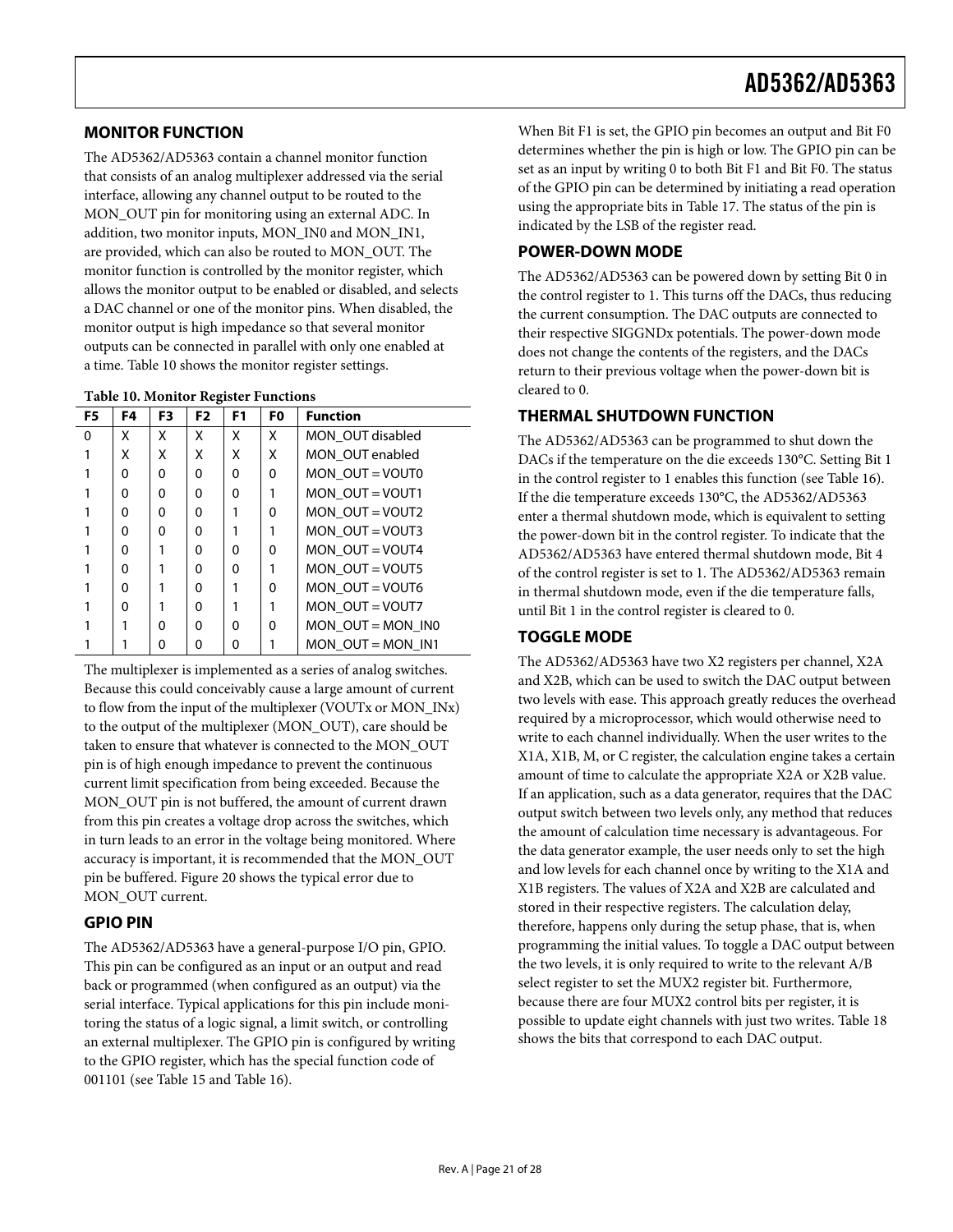## MONITOR FUNCTION

The AD5362/AD5363 contain a channel monitor function that consists of an analog multiplexer addressed via the serial interface, allowing any channel output to be routed to the MON_OUT pin for monitoring using an external ADC. In addition, two monitor inputs, MON_IN0 and MON_IN1, are provided, which can also be routed to MON_OUT. The monitor function is controlled by the monitor register, which allows the monitor output to be enabled or disabled, and selects a DAC channel or one of the monitor pins. When disabled, the monitor output is high impedance so that several monitor outputs can be connected in parallel with only one enabled at a time. Table 10 shows the monitor register settings.

**Table 10. Monitor Register Functions**

| F5 | F4 | F3 | F2 | F1 | F0 | Function |
|---|---|---|---|---|---|---|
| 0 | X | X | X | X | X | MON_OUT disabled |
| 1 | X | X | X | X | X | MON_OUT enabled |
| 1 | 0 | 0 | 0 | 0 | 0 | MON_OUT = VOUT0 |
| 1 | 0 | 0 | 0 | 0 | 1 | MON_OUT = VOUT1 |
| 1 | 0 | 0 | 0 | 1 | 0 | MON_OUT = VOUT2 |
| 1 | 0 | 0 | 0 | 1 | 1 | MON_OUT = VOUT3 |
| 1 | 0 | 1 | 0 | 0 | 0 | MON_OUT = VOUT4 |
| 1 | 0 | 1 | 0 | 0 | 1 | MON_OUT = VOUT5 |
| 1 | 0 | 1 | 0 | 1 | 0 | MON_OUT = VOUT6 |
| 1 | 0 | 1 | 0 | 1 | 1 | MON_OUT = VOUT7 |
| 1 | 1 | 0 | 0 | 0 | 0 | MON_OUT = MON_IN0 |
| 1 | 1 | 0 | 0 | 0 | 1 | MON_OUT = MON_IN1 |

The multiplexer is implemented as a series of analog switches. Because this could conceivably cause a large amount of current to flow from the input of the multiplexer (VOUTx or MON_INx) to the output of the multiplexer (MON_OUT), care should be taken to ensure that whatever is connected to the MON_OUT pin is of high enough impedance to prevent the continuous current limit specification from being exceeded. Because the MON_OUT pin is not buffered, the amount of current drawn from this pin creates a voltage drop across the switches, which in turn leads to an error in the voltage being monitored. Where accuracy is important, it is recommended that the MON_OUT pin be buffered. Figure 20 shows the typical error due to MON_OUT current.

## GPIO PIN

The AD5362/AD5363 have a general-purpose I/O pin, GPIO. This pin can be configured as an input or an output and read back or programmed (when configured as an output) via the serial interface. Typical applications for this pin include monitoring the status of a logic signal, a limit switch, or controlling an external multiplexer. The GPIO pin is configured by writing to the GPIO register, which has the special function code of 001101 (see Table 15 and Table 16).

When Bit F1 is set, the GPIO pin becomes an output and Bit F0 determines whether the pin is high or low. The GPIO pin can be set as an input by writing 0 to both Bit F1 and Bit F0. The status of the GPIO pin can be determined by initiating a read operation using the appropriate bits in Table 17. The status of the pin is indicated by the LSB of the register read.

## POWER-DOWN MODE

The AD5362/AD5363 can be powered down by setting Bit 0 in the control register to 1. This turns off the DACs, thus reducing the current consumption. The DAC outputs are connected to their respective SIGGNDx potentials. The power-down mode does not change the contents of the registers, and the DACs return to their previous voltage when the power-down bit is cleared to 0.

## THERMAL SHUTDOWN FUNCTION

The AD5362/AD5363 can be programmed to shut down the DACs if the temperature on the die exceeds 130°C. Setting Bit 1 in the control register to 1 enables this function (see Table 16). If the die temperature exceeds 130°C, the AD5362/AD5363 enter a thermal shutdown mode, which is equivalent to setting the power-down bit in the control register. To indicate that the AD5362/AD5363 have entered thermal shutdown mode, Bit 4 of the control register is set to 1. The AD5362/AD5363 remain in thermal shutdown mode, even if the die temperature falls, until Bit 1 in the control register is cleared to 0.

## TOGGLE MODE

The AD5362/AD5363 have two X2 registers per channel, X2A and X2B, which can be used to switch the DAC output between two levels with ease. This approach greatly reduces the overhead required by a microprocessor, which would otherwise need to write to each channel individually. When the user writes to the X1A, X1B, M, or C register, the calculation engine takes a certain amount of time to calculate the appropriate X2A or X2B value. If an application, such as a data generator, requires that the DAC output switch between two levels only, any method that reduces the amount of calculation time necessary is advantageous. For the data generator example, the user needs only to set the high and low levels for each channel once by writing to the X1A and X1B registers. The values of X2A and X2B are calculated and stored in their respective registers. The calculation delay, therefore, happens only during the setup phase, that is, when programming the initial values. To toggle a DAC output between the two levels, it is only required to write to the relevant A/B select register to set the MUX2 register bit. Furthermore, because there are four MUX2 control bits per register, it is possible to update eight channels with just two writes. Table 18 shows the bits that correspond to each DAC output.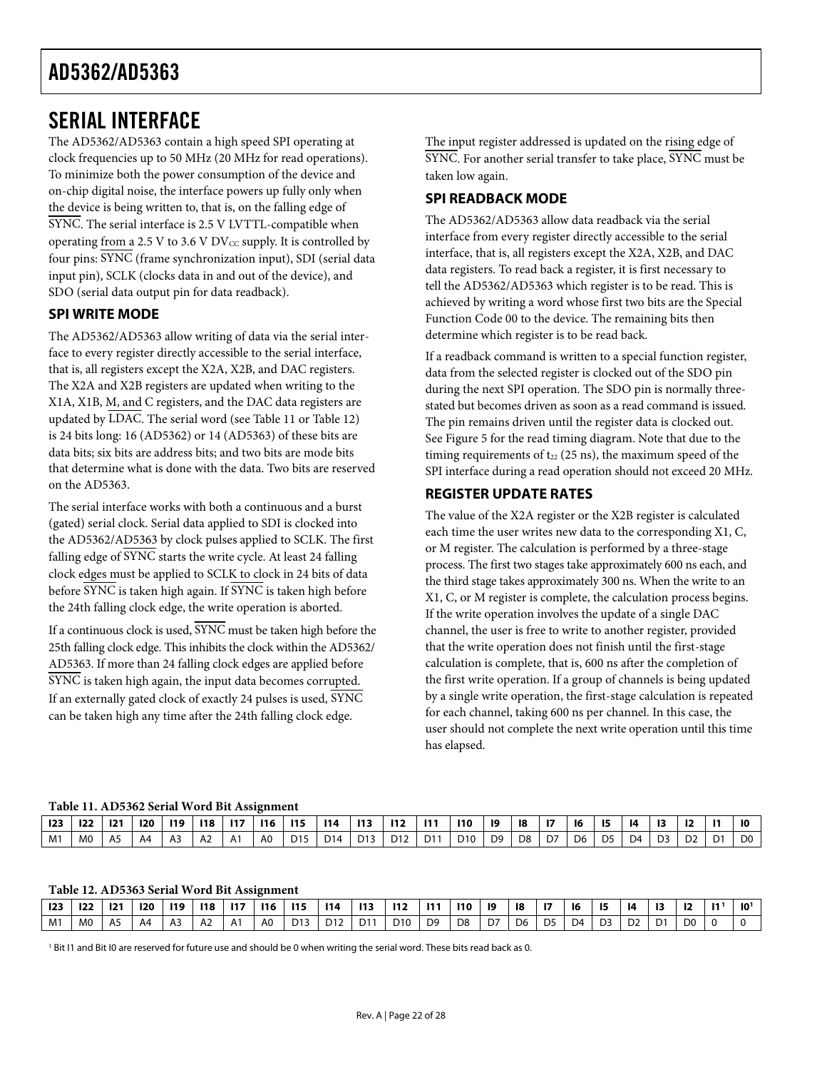## SERIAL INTERFACE

The AD5362/AD5363 contain a high speed SPI operating at clock frequencies up to 50 MHz (20 MHz for read operations). To minimize both the power consumption of the device and on-chip digital noise, the interface powers up fully only when the device is being written to, that is, on the falling edge of $\overline{\text{SYNC}}$. The serial interface is 2.5 V LVTTL-compatible when operating from a 2.5 V to 3.6 V $DV_{CC}$ supply. It is controlled by four pins: $\overline{\text{SYNC}}$ (frame synchronization input), SDI (serial data input pin), SCLK (clocks data in and out of the device), and SDO (serial data output pin for data readback).

### SPI WRITE MODE

The AD5362/AD5363 allow writing of data via the serial interface to every register directly accessible to the serial interface, that is, all registers except the X2A, X2B, and DAC registers. The X2A and X2B registers are updated when writing to the X1A, X1B, M, and C registers, and the DAC data registers are updated by $\overline{\text{LDAC}}$. The serial word (see Table 11 or Table 12) is 24 bits long: 16 (AD5362) or 14 (AD5363) of these bits are data bits; six bits are address bits; and two bits are mode bits that determine what is done with the data. Two bits are reserved on the AD5363.

The serial interface works with both a continuous and a burst (gated) serial clock. Serial data applied to SDI is clocked into the AD5362/AD5363 by clock pulses applied to SCLK. The first falling edge of $\overline{\text{SYNC}}$ starts the write cycle. At least 24 falling clock edges must be applied to SCLK to clock in 24 bits of data before $\overline{\text{SYNC}}$ is taken high again. If $\overline{\text{SYNC}}$ is taken high before the 24th falling clock edge, the write operation is aborted.

If a continuous clock is used, $\overline{\text{SYNC}}$ must be taken high before the 25th falling clock edge. This inhibits the clock within the AD5362/AD5363. If more than 24 falling clock edges are applied before $\overline{\text{SYNC}}$ is taken high again, the input data becomes corrupted. If an externally gated clock of exactly 24 pulses is used, $\overline{\text{SYNC}}$ can be taken high any time after the 24th falling clock edge.

The input register addressed is updated on the rising edge of $\overline{\text{SYNC}}$. For another serial transfer to take place, $\overline{\text{SYNC}}$ must be taken low again.

### SPI READBACK MODE

The AD5362/AD5363 allow data readback via the serial interface from every register directly accessible to the serial interface, that is, all registers except the X2A, X2B, and DAC data registers. To read back a register, it is first necessary to tell the AD5362/AD5363 which register is to be read. This is achieved by writing a word whose first two bits are the Special Function Code 00 to the device. The remaining bits then determine which register is to be read back.

If a readback command is written to a special function register, data from the selected register is clocked out of the SDO pin during the next SPI operation. The SDO pin is normally three-stated but becomes driven as soon as a read command is issued. The pin remains driven until the register data is clocked out. See Figure 5 for the read timing diagram. Note that due to the timing requirements of $t_{22}$ (25 ns), the maximum speed of the SPI interface during a read operation should not exceed 20 MHz.

### REGISTER UPDATE RATES

The value of the X2A register or the X2B register is calculated each time the user writes new data to the corresponding X1, C, or M register. The calculation is performed by a three-stage process. The first two stages take approximately 600 ns each, and the third stage takes approximately 300 ns. When the write to an X1, C, or M register is complete, the calculation process begins. If the write operation involves the update of a single DAC channel, the user is free to write to another register, provided that the write operation does not finish until the first-stage calculation is complete, that is, 600 ns after the completion of the first write operation. If a group of channels is being updated by a single write operation, the first-stage calculation is repeated for each channel, taking 600 ns per channel. In this case, the user should not complete the next write operation until this time has elapsed.

**Table 11. AD5362 Serial Word Bit Assignment**

| I23 | I22 | I21 | I20 | I19 | I18 | I17 | I16 | I15 | I14 | I13 | I12 | I11 | I10 | I9 | I8 | I7 | I6 | I5 | I4 | I3 | I2 | I1 | I0 |
|---|---|---|---|---|---|---|---|---|---|---|---|---|---|---|---|---|---|---|---|---|---|---|---|
| M1 | M0 | A5 | A4 | A3 | A2 | A1 | A0 | D15 | D14 | D13 | D12 | D11 | D10 | D9 | D8 | D7 | D6 | D5 | D4 | D3 | D2 | D1 | D0 |

**Table 12. AD5363 Serial Word Bit Assignment**

| I23 | I22 | I21 | I20 | I19 | I18 | I17 | I16 | I15 | I14 | I13 | I12 | I11 | I10 | I9 | I8 | I7 | I6 | I5 | I4 | I3 | I2 | I1[1] | I0[1] |
|---|---|---|---|---|---|---|---|---|---|---|---|---|---|---|---|---|---|---|---|---|---|---|---|
| M1 | M0 | A5 | A4 | A3 | A2 | A1 | A0 | D13 | D12 | D11 | D10 | D9 | D8 | D7 | D6 | D5 | D4 | D3 | D2 | D1 | D0 | 0 | 0 |

[1] Bit I1 and Bit I0 are reserved for future use and should be 0 when writing the serial word. These bits read back as 0.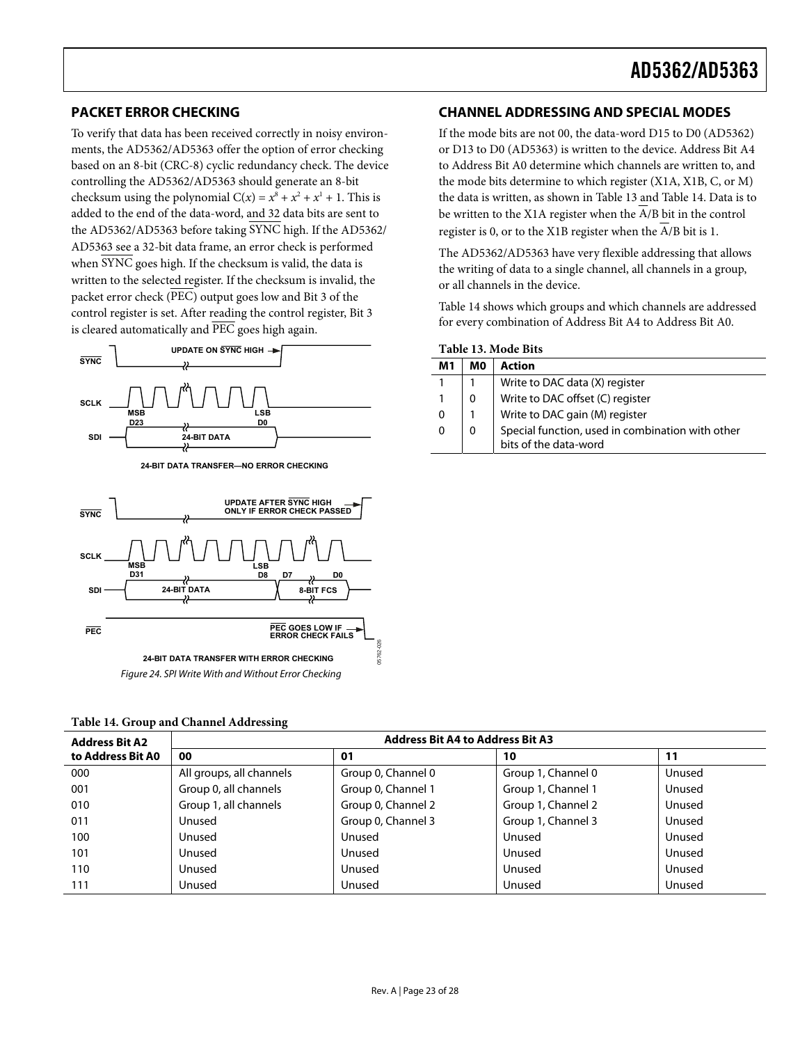## PACKET ERROR CHECKING

To verify that data has been received correctly in noisy environments, the AD5362/AD5363 offer the option of error checking based on an 8-bit (CRC-8) cyclic redundancy check. The device controlling the AD5362/AD5363 should generate an 8-bit checksum using the polynomial $C(x) = x^8 + x^2 + x^1 + 1$. This is added to the end of the data-word, and 32 data bits are sent to the AD5362/AD5363 before taking $\overline{SYNC}$ high. If the AD5362/AD5363 see a 32-bit data frame, an error check is performed when $\overline{SYNC}$ goes high. If the checksum is valid, the data is written to the selected register. If the checksum is invalid, the packet error check ($\overline{PEC}$) output goes low and Bit 3 of the control register is set. After reading the control register, Bit 3 is cleared automatically and $\overline{PEC}$ goes high again.

SYNC — UPDATE ON SYNC HIGH
SCLK — MSB D23 ... LSB D0
SDI — 24-BIT DATA

24-BIT DATA TRANSFER—NO ERROR CHECKING

SYNC — UPDATE AFTER SYNC HIGH ONLY IF ERROR CHECK PASSED
SCLK — MSB D31 ... LSB D8, D7 ... D0
SDI — 24-BIT DATA, 8-BIT FCS
PEC — PEC GOES LOW IF ERROR CHECK FAILS

24-BIT DATA TRANSFER WITH ERROR CHECKING

*Figure 24. SPI Write With and Without Error Checking*

## CHANNEL ADDRESSING AND SPECIAL MODES

If the mode bits are not 00, the data-word D15 to D0 (AD5362) or D13 to D0 (AD5363) is written to the device. Address Bit A4 to Address Bit A0 determine which channels are written to, and the mode bits determine to which register (X1A, X1B, C, or M) the data is written, as shown in Table 13 and Table 14. Data is to be written to the X1A register when the $\overline{A}$/B bit in the control register is 0, or to the X1B register when the $\overline{A}$/B bit is 1.

The AD5362/AD5363 have very flexible addressing that allows the writing of data to a single channel, all channels in a group, or all channels in the device.

Table 14 shows which groups and which channels are addressed for every combination of Address Bit A4 to Address Bit A0.

**Table 13. Mode Bits**

| M1 | M0 | Action |
|---|---|---|
| 1 | 1 | Write to DAC data (X) register |
| 1 | 0 | Write to DAC offset (C) register |
| 0 | 1 | Write to DAC gain (M) register |
| 0 | 0 | Special function, used in combination with other bits of the data-word |

**Table 14. Group and Channel Addressing**

| Address Bit A2 to Address Bit A0 | Address Bit A4 to Address Bit A3 | | | |
|---|---|---|---|---|
| | 00 | 01 | 10 | 11 |
| 000 | All groups, all channels | Group 0, Channel 0 | Group 1, Channel 0 | Unused |
| 001 | Group 0, all channels | Group 0, Channel 1 | Group 1, Channel 1 | Unused |
| 010 | Group 1, all channels | Group 0, Channel 2 | Group 1, Channel 2 | Unused |
| 011 | Unused | Group 0, Channel 3 | Group 1, Channel 3 | Unused |
| 100 | Unused | Unused | Unused | Unused |
| 101 | Unused | Unused | Unused | Unused |
| 110 | Unused | Unused | Unused | Unused |
| 111 | Unused | Unused | Unused | Unused |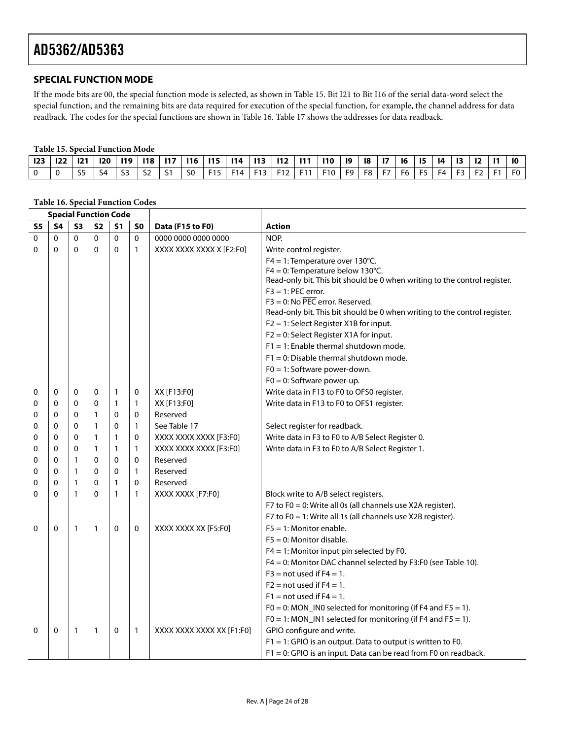## SPECIAL FUNCTION MODE

If the mode bits are 00, the special function mode is selected, as shown in Table 15. Bit I21 to Bit I16 of the serial data-word select the special function, and the remaining bits are data required for execution of the special function, for example, the channel address for data readback. The codes for the special functions are shown in Table 16. Table 17 shows the addresses for data readback.

**Table 15. Special Function Mode**

| I23 | I22 | I21 | I20 | I19 | I18 | I17 | I16 | I15 | I14 | I13 | I12 | I11 | I10 | I9 | I8 | I7 | I6 | I5 | I4 | I3 | I2 | I1 | I0 |
|---|---|---|---|---|---|---|---|---|---|---|---|---|---|---|---|---|---|---|---|---|---|---|---|
| 0 | 0 | S5 | S4 | S3 | S2 | S1 | S0 | F15 | F14 | F13 | F12 | F11 | F10 | F9 | F8 | F7 | F6 | F5 | F4 | F3 | F2 | F1 | F0 |

**Table 16. Special Function Codes**

| Special Function Code | | | | | | | |
|---|---|---|---|---|---|---|---|
| S5 | S4 | S3 | S2 | S1 | S0 | Data (F15 to F0) | Action |
| 0 | 0 | 0 | 0 | 0 | 0 | 0000 0000 0000 0000 | NOP. |
| 0 | 0 | 0 | 0 | 0 | 1 | XXXX XXXX XXXX X [F2:F0] | Write control register.<br>F4 = 1: Temperature over 130°C.<br>F4 = 0: Temperature below 130°C.<br>Read-only bit. This bit should be 0 when writing to the control register.<br>F3 = 1: $\overline{\text{PEC}}$ error.<br>F3 = 0: No $\overline{\text{PEC}}$ error. Reserved.<br>Read-only bit. This bit should be 0 when writing to the control register.<br>F2 = 1: Select Register X1B for input.<br>F2 = 0: Select Register X1A for input.<br>F1 = 1: Enable thermal shutdown mode.<br>F1 = 0: Disable thermal shutdown mode.<br>F0 = 1: Software power-down.<br>F0 = 0: Software power-up. |
| 0 | 0 | 0 | 0 | 1 | 0 | XX [F13:F0] | Write data in F13 to F0 to OFS0 register. |
| 0 | 0 | 0 | 0 | 1 | 1 | XX [F13:F0] | Write data in F13 to F0 to OFS1 register. |
| 0 | 0 | 0 | 1 | 0 | 0 | Reserved | |
| 0 | 0 | 0 | 1 | 0 | 1 | See Table 17 | Select register for readback. |
| 0 | 0 | 0 | 1 | 1 | 0 | XXXX XXXX XXXX [F3:F0] | Write data in F3 to F0 to A/B Select Register 0. |
| 0 | 0 | 0 | 1 | 1 | 1 | XXXX XXXX XXXX [F3:F0] | Write data in F3 to F0 to A/B Select Register 1. |
| 0 | 0 | 1 | 0 | 0 | 0 | Reserved | |
| 0 | 0 | 1 | 0 | 0 | 1 | Reserved | |
| 0 | 0 | 1 | 0 | 1 | 0 | Reserved | |
| 0 | 0 | 1 | 0 | 1 | 1 | XXXX XXXX [F7:F0] | Block write to A/B select registers.<br>F7 to F0 = 0: Write all 0s (all channels use X2A register).<br>F7 to F0 = 1: Write all 1s (all channels use X2B register). |
| 0 | 0 | 1 | 1 | 0 | 0 | XXXX XXXX XX [F5:F0] | F5 = 1: Monitor enable.<br>F5 = 0: Monitor disable.<br>F4 = 1: Monitor input pin selected by F0.<br>F4 = 0: Monitor DAC channel selected by F3:F0 (see Table 10).<br>F3 = not used if F4 = 1.<br>F2 = not used if F4 = 1.<br>F1 = not used if F4 = 1.<br>F0 = 0: MON_IN0 selected for monitoring (if F4 and F5 = 1).<br>F0 = 1: MON_IN1 selected for monitoring (if F4 and F5 = 1). |
| 0 | 0 | 1 | 1 | 0 | 1 | XXXX XXXX XXXX XX [F1:F0] | GPIO configure and write.<br>F1 = 1: GPIO is an output. Data to output is written to F0.<br>F1 = 0: GPIO is an input. Data can be read from F0 on readback. |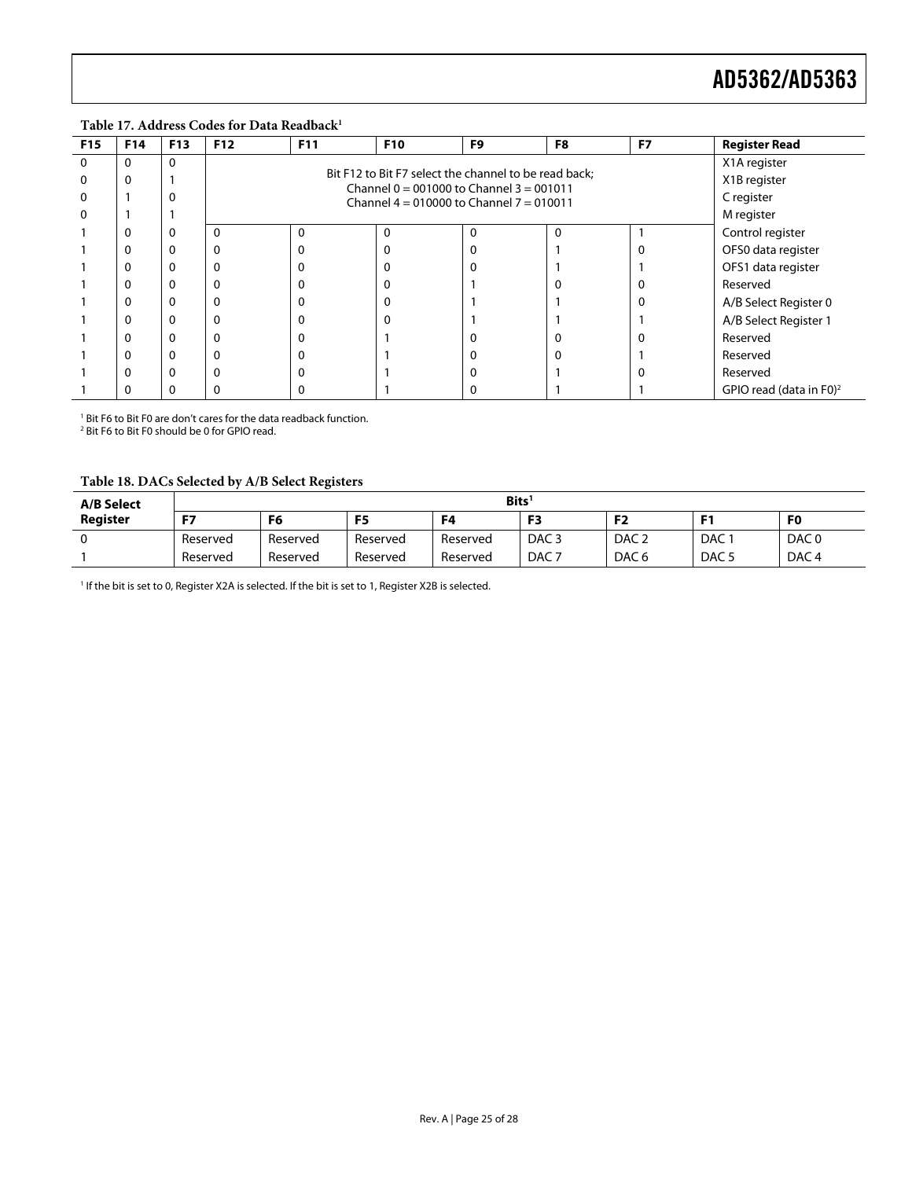**Table 17. Address Codes for Data Readback[1]**

| F15 | F14 | F13 | F12 | F11 | F10 | F9 | F8 | F7 | Register Read |
|---|---|---|---|---|---|---|---|---|---|
| 0 | 0 | 0 | Bit F12 to Bit F7 select the channel to be read back; Channel 0 = 001000 to Channel 3 = 001011 Channel 4 = 010000 to Channel 7 = 010011 | | | | | | X1A register |
| 0 | 0 | 1 | | | | | | | X1B register |
| 0 | 1 | 0 | | | | | | | C register |
| 0 | 1 | 1 | | | | | | | M register |
| 1 | 0 | 0 | 0 | 0 | 0 | 0 | 0 | 1 | Control register |
| 1 | 0 | 0 | 0 | 0 | 0 | 0 | 1 | 0 | OFS0 data register |
| 1 | 0 | 0 | 0 | 0 | 0 | 0 | 1 | 1 | OFS1 data register |
| 1 | 0 | 0 | 0 | 0 | 0 | 1 | 0 | 0 | Reserved |
| 1 | 0 | 0 | 0 | 0 | 0 | 1 | 1 | 0 | A/B Select Register 0 |
| 1 | 0 | 0 | 0 | 0 | 0 | 1 | 1 | 1 | A/B Select Register 1 |
| 1 | 0 | 0 | 0 | 0 | 1 | 0 | 0 | 0 | Reserved |
| 1 | 0 | 0 | 0 | 0 | 1 | 0 | 0 | 1 | Reserved |
| 1 | 0 | 0 | 0 | 0 | 1 | 0 | 1 | 0 | Reserved |
| 1 | 0 | 0 | 0 | 0 | 1 | 0 | 1 | 1 | GPIO read (data in F0)[2] |

[1] Bit F6 to Bit F0 are don't cares for the data readback function.
[2] Bit F6 to Bit F0 should be 0 for GPIO read.

**Table 18. DACs Selected by A/B Select Registers**

| A/B Select Register | Bits[1] | | | | | | | |
|---|---|---|---|---|---|---|---|---|
| | F7 | F6 | F5 | F4 | F3 | F2 | F1 | F0 |
| 0 | Reserved | Reserved | Reserved | Reserved | DAC 3 | DAC 2 | DAC 1 | DAC 0 |
| 1 | Reserved | Reserved | Reserved | Reserved | DAC 7 | DAC 6 | DAC 5 | DAC 4 |

[1] If the bit is set to 0, Register X2A is selected. If the bit is set to 1, Register X2B is selected.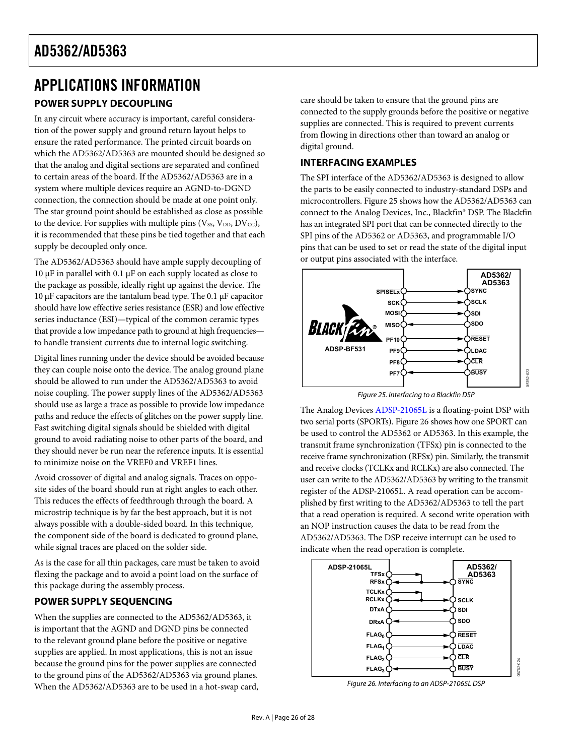# APPLICATIONS INFORMATION

## POWER SUPPLY DECOUPLING

In any circuit where accuracy is important, careful consideration of the power supply and ground return layout helps to ensure the rated performance. The printed circuit boards on which the AD5362/AD5363 are mounted should be designed so that the analog and digital sections are separated and confined to certain areas of the board. If the AD5362/AD5363 are in a system where multiple devices require an AGND-to-DGND connection, the connection should be made at one point only. The star ground point should be established as close as possible to the device. For supplies with multiple pins ($V_{SS}$, $V_{DD}$, $DV_{CC}$), it is recommended that these pins be tied together and that each supply be decoupled only once.

The AD5362/AD5363 should have ample supply decoupling of 10 µF in parallel with 0.1 µF on each supply located as close to the package as possible, ideally right up against the device. The 10 µF capacitors are the tantalum bead type. The 0.1 µF capacitor should have low effective series resistance (ESR) and low effective series inductance (ESI)—typical of the common ceramic types that provide a low impedance path to ground at high frequencies—to handle transient currents due to internal logic switching.

Digital lines running under the device should be avoided because they can couple noise onto the device. The analog ground plane should be allowed to run under the AD5362/AD5363 to avoid noise coupling. The power supply lines of the AD5362/AD5363 should use as large a trace as possible to provide low impedance paths and reduce the effects of glitches on the power supply line. Fast switching digital signals should be shielded with digital ground to avoid radiating noise to other parts of the board, and they should never be run near the reference inputs. It is essential to minimize noise on the VREF0 and VREF1 lines.

Avoid crossover of digital and analog signals. Traces on opposite sides of the board should run at right angles to each other. This reduces the effects of feedthrough through the board. A microstrip technique is by far the best approach, but it is not always possible with a double-sided board. In this technique, the component side of the board is dedicated to ground plane, while signal traces are placed on the solder side.

As is the case for all thin packages, care must be taken to avoid flexing the package and to avoid a point load on the surface of this package during the assembly process.

## POWER SUPPLY SEQUENCING

When the supplies are connected to the AD5362/AD5363, it is important that the AGND and DGND pins be connected to the relevant ground plane before the positive or negative supplies are applied. In most applications, this is not an issue because the ground pins for the power supplies are connected to the ground pins of the AD5362/AD5363 via ground planes. When the AD5362/AD5363 are to be used in a hot-swap card, care should be taken to ensure that the ground pins are connected to the supply grounds before the positive or negative supplies are connected. This is required to prevent currents from flowing in directions other than toward an analog or digital ground.

## INTERFACING EXAMPLES

The SPI interface of the AD5362/AD5363 is designed to allow the parts to be easily connected to industry-standard DSPs and microcontrollers. Figure 25 shows how the AD5362/AD5363 can connect to the Analog Devices, Inc., Blackfin® DSP. The Blackfin has an integrated SPI port that can be connected directly to the SPI pins of the AD5362 or AD5363, and programmable I/O pins that can be used to set or read the state of the digital input or output pins associated with the interface.

Figure 25. Interfacing to a Blackfin DSP

The Analog Devices ADSP-21065L is a floating-point DSP with two serial ports (SPORTs). Figure 26 shows how one SPORT can be used to control the AD5362 or AD5363. In this example, the transmit frame synchronization (TFSx) pin is connected to the receive frame synchronization (RFSx) pin. Similarly, the transmit and receive clocks (TCLKx and RCLKx) are also connected. The user can write to the AD5362/AD5363 by writing to the transmit register of the ADSP-21065L. A read operation can be accomplished by first writing to the AD5362/AD5363 to tell the part that a read operation is required. A second write operation with an NOP instruction causes the data to be read from the AD5362/AD5363. The DSP receive interrupt can be used to indicate when the read operation is complete.

Figure 26. Interfacing to an ADSP-21065L DSP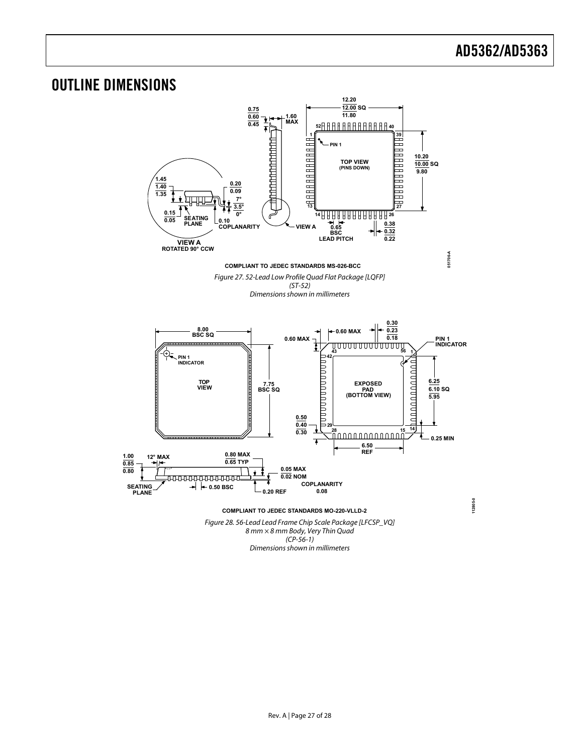# OUTLINE DIMENSIONS

COMPLIANT TO JEDEC STANDARDS MS-026-BCC

*Figure 27. 52-Lead Low Profile Quad Flat Package [LQFP] (ST-52) Dimensions shown in millimeters*

COMPLIANT TO JEDEC STANDARDS MO-220-VLLD-2

*Figure 28. 56-Lead Lead Frame Chip Scale Package [LFCSP_VQ] 8 mm × 8 mm Body, Very Thin Quad (CP-56-1) Dimensions shown in millimeters*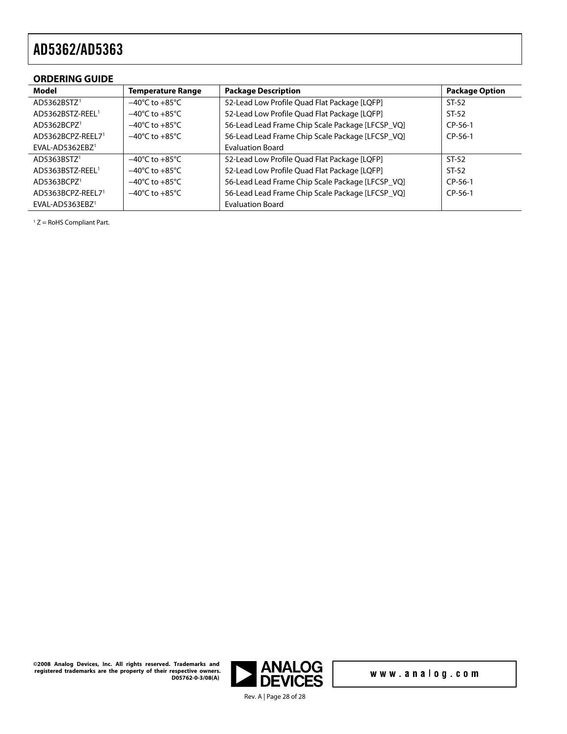## ORDERING GUIDE

| Model | Temperature Range | Package Description | Package Option |
|---|---|---|---|
| AD5362BSTZ[1] | −40°C to +85°C | 52-Lead Low Profile Quad Flat Package [LQFP] | ST-52 |
| AD5362BSTZ-REEL[1] | −40°C to +85°C | 52-Lead Low Profile Quad Flat Package [LQFP] | ST-52 |
| AD5362BCPZ[1] | −40°C to +85°C | 56-Lead Lead Frame Chip Scale Package [LFCSP_VQ] | CP-56-1 |
| AD5362BCPZ-REEL7[1] | −40°C to +85°C | 56-Lead Lead Frame Chip Scale Package [LFCSP_VQ] | CP-56-1 |
| EVAL-AD5362EBZ[1] | | Evaluation Board | |
| AD5363BSTZ[1] | −40°C to +85°C | 52-Lead Low Profile Quad Flat Package [LQFP] | ST-52 |
| AD5363BSTZ-REEL[1] | −40°C to +85°C | 52-Lead Low Profile Quad Flat Package [LQFP] | ST-52 |
| AD5363BCPZ[1] | −40°C to +85°C | 56-Lead Lead Frame Chip Scale Package [LFCSP_VQ] | CP-56-1 |
| AD5363BCPZ-REEL7[1] | −40°C to +85°C | 56-Lead Lead Frame Chip Scale Package [LFCSP_VQ] | CP-56-1 |
| EVAL-AD5363EBZ[1] | | Evaluation Board | |

[1] Z = RoHS Compliant Part.

©2008 Analog Devices, Inc. All rights reserved. Trademarks and registered trademarks are the property of their respective owners.
D05762-0-3/08(A)